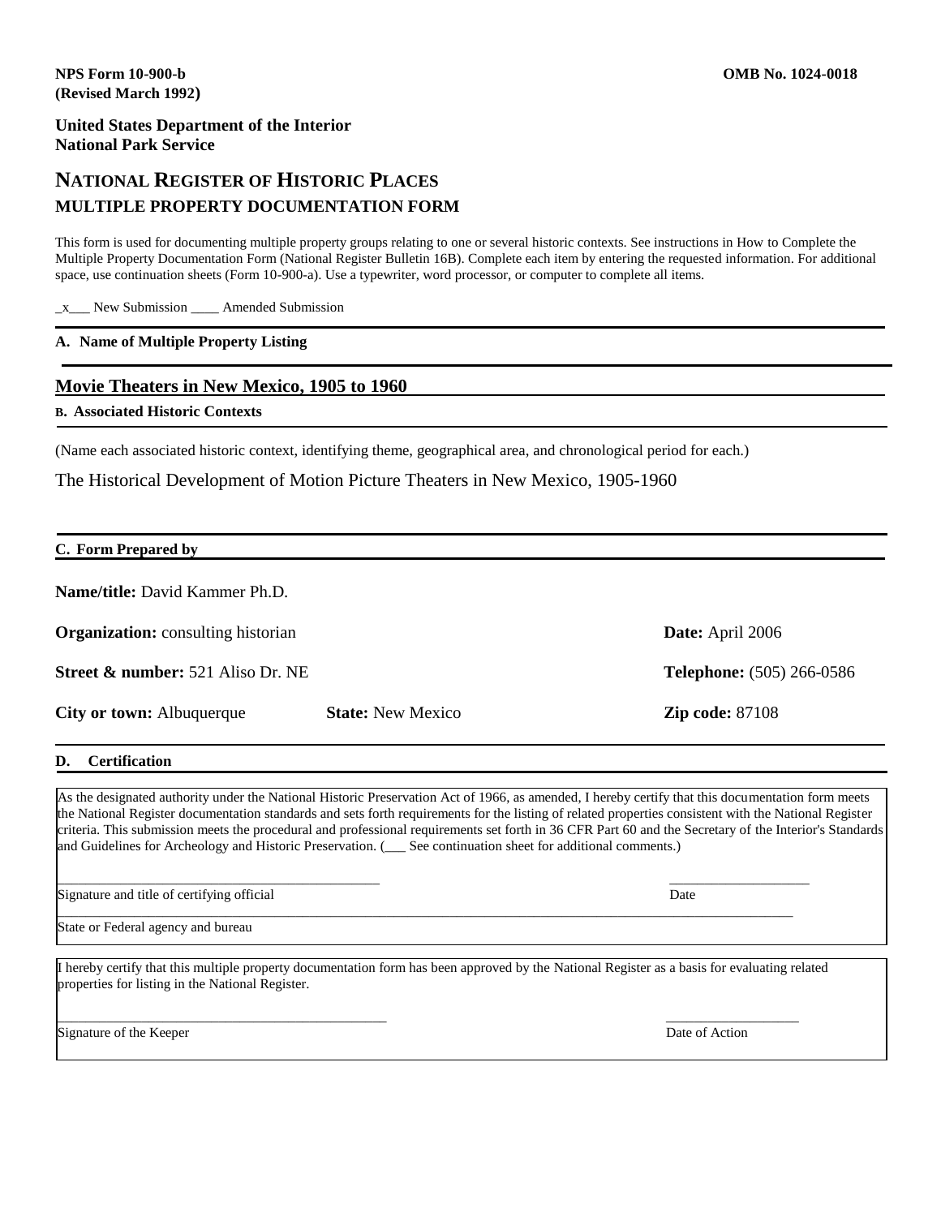**NPS Form 10-900-b** **OMB No. 1024-0018**
**(Revised March 1992)**

**United States Department of the Interior**
**National Park Service**

# NATIONAL REGISTER OF HISTORIC PLACES
## MULTIPLE PROPERTY DOCUMENTATION FORM

This form is used for documenting multiple property groups relating to one or several historic contexts. See instructions in How to Complete the Multiple Property Documentation Form (National Register Bulletin 16B). Complete each item by entering the requested information. For additional space, use continuation sheets (Form 10-900-a). Use a typewriter, word processor, or computer to complete all items.

_x___ New Submission ____ Amended Submission

---

**A. Name of Multiple Property Listing**

---

**Movie Theaters in New Mexico, 1905 to 1960**

**B. Associated Historic Contexts**

---

(Name each associated historic context, identifying theme, geographical area, and chronological period for each.)

The Historical Development of Motion Picture Theaters in New Mexico, 1905-1960

---

**C. Form Prepared by**

---

**Name/title:** David Kammer Ph.D.

**Organization:** consulting historian **Date:** April 2006

**Street & number:** 521 Aliso Dr. NE **Telephone:** (505) 266-0586

**City or town:** Albuquerque **State:** New Mexico **Zip code:** 87108

---

**D. Certification**

---

As the designated authority under the National Historic Preservation Act of 1966, as amended, I hereby certify that this documentation form meets the National Register documentation standards and sets forth requirements for the listing of related properties consistent with the National Register criteria. This submission meets the procedural and professional requirements set forth in 36 CFR Part 60 and the Secretary of the Interior's Standards and Guidelines for Archeology and Historic Preservation. (___ See continuation sheet for additional comments.)

_______________________________________________ ____________________
Signature and title of certifying official Date

______________________________________________________________________________
State or Federal agency and bureau

I hereby certify that this multiple property documentation form has been approved by the National Register as a basis for evaluating related properties for listing in the National Register.

_______________________________________________ ____________________
Signature of the Keeper Date of Action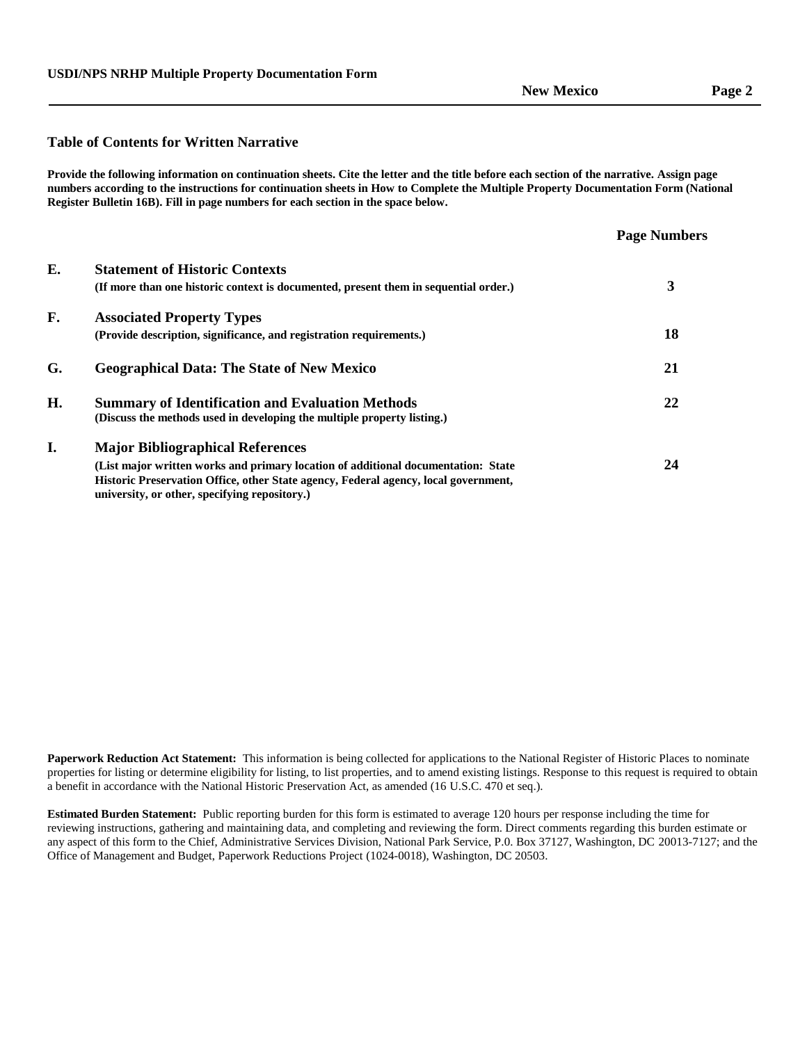## Table of Contents for Written Narrative

**Provide the following information on continuation sheets. Cite the letter and the title before each section of the narrative. Assign page numbers according to the instructions for continuation sheets in How to Complete the Multiple Property Documentation Form (National Register Bulletin 16B). Fill in page numbers for each section in the space below.**

| | | Page Numbers |
|---|---|---|
| **E.** | **Statement of Historic Contexts**<br>**(If more than one historic context is documented, present them in sequential order.)** | **3** |
| **F.** | **Associated Property Types**<br>**(Provide description, significance, and registration requirements.)** | **18** |
| **G.** | **Geographical Data: The State of New Mexico** | **21** |
| **H.** | **Summary of Identification and Evaluation Methods**<br>**(Discuss the methods used in developing the multiple property listing.)** | **22** |
| **I.** | **Major Bibliographical References**<br>**(List major written works and primary location of additional documentation: State Historic Preservation Office, other State agency, Federal agency, local government, university, or other, specifying repository.)** | **24** |

**Paperwork Reduction Act Statement:** This information is being collected for applications to the National Register of Historic Places to nominate properties for listing or determine eligibility for listing, to list properties, and to amend existing listings. Response to this request is required to obtain a benefit in accordance with the National Historic Preservation Act, as amended (16 U.S.C. 470 et seq.).

**Estimated Burden Statement:** Public reporting burden for this form is estimated to average 120 hours per response including the time for reviewing instructions, gathering and maintaining data, and completing and reviewing the form. Direct comments regarding this burden estimate or any aspect of this form to the Chief, Administrative Services Division, National Park Service, P.0. Box 37127, Washington, DC 20013-7127; and the Office of Management and Budget, Paperwork Reductions Project (1024-0018), Washington, DC 20503.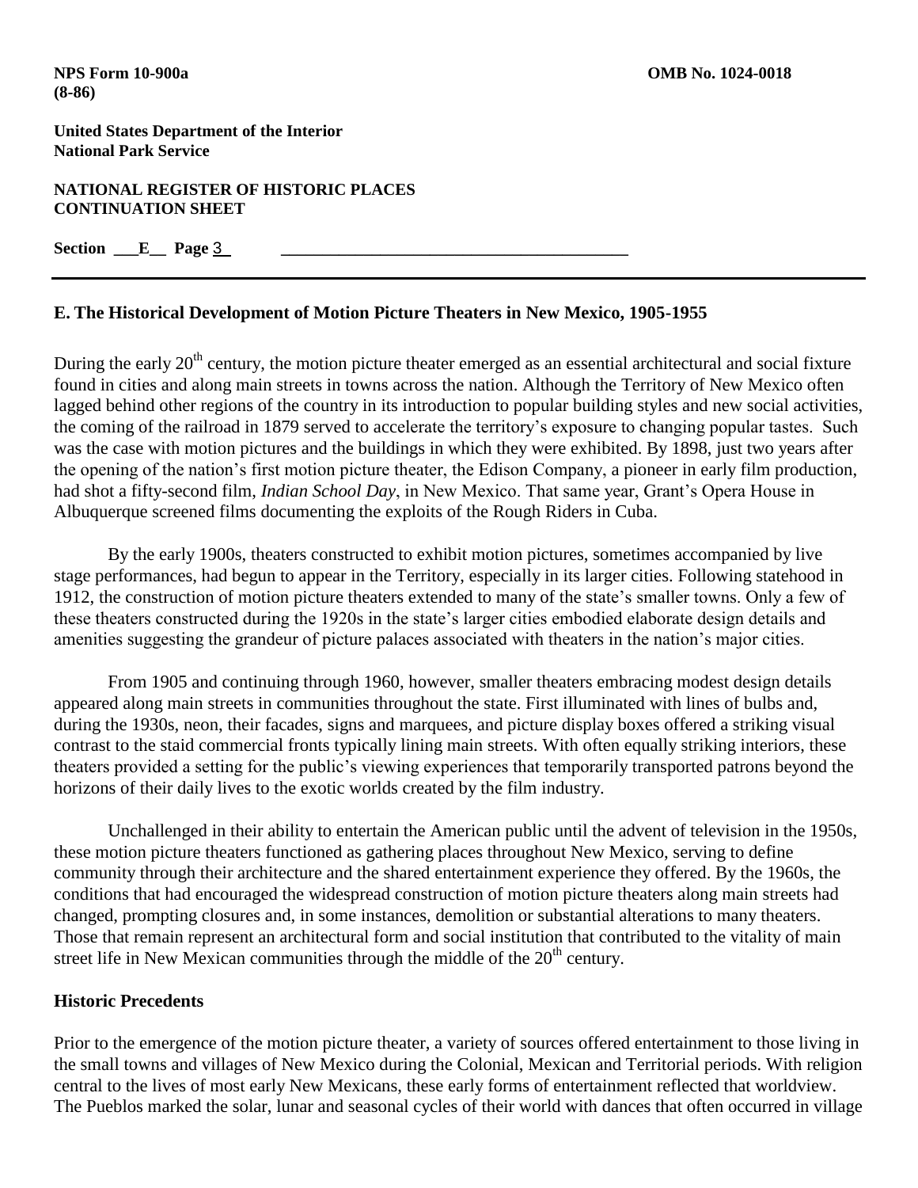## E. The Historical Development of Motion Picture Theaters in New Mexico, 1905-1955

During the early 20th century, the motion picture theater emerged as an essential architectural and social fixture found in cities and along main streets in towns across the nation. Although the Territory of New Mexico often lagged behind other regions of the country in its introduction to popular building styles and new social activities, the coming of the railroad in 1879 served to accelerate the territory's exposure to changing popular tastes. Such was the case with motion pictures and the buildings in which they were exhibited. By 1898, just two years after the opening of the nation's first motion picture theater, the Edison Company, a pioneer in early film production, had shot a fifty-second film, *Indian School Day*, in New Mexico. That same year, Grant's Opera House in Albuquerque screened films documenting the exploits of the Rough Riders in Cuba.

By the early 1900s, theaters constructed to exhibit motion pictures, sometimes accompanied by live stage performances, had begun to appear in the Territory, especially in its larger cities. Following statehood in 1912, the construction of motion picture theaters extended to many of the state's smaller towns. Only a few of these theaters constructed during the 1920s in the state's larger cities embodied elaborate design details and amenities suggesting the grandeur of picture palaces associated with theaters in the nation's major cities.

From 1905 and continuing through 1960, however, smaller theaters embracing modest design details appeared along main streets in communities throughout the state. First illuminated with lines of bulbs and, during the 1930s, neon, their facades, signs and marquees, and picture display boxes offered a striking visual contrast to the staid commercial fronts typically lining main streets. With often equally striking interiors, these theaters provided a setting for the public's viewing experiences that temporarily transported patrons beyond the horizons of their daily lives to the exotic worlds created by the film industry.

Unchallenged in their ability to entertain the American public until the advent of television in the 1950s, these motion picture theaters functioned as gathering places throughout New Mexico, serving to define community through their architecture and the shared entertainment experience they offered. By the 1960s, the conditions that had encouraged the widespread construction of motion picture theaters along main streets had changed, prompting closures and, in some instances, demolition or substantial alterations to many theaters. Those that remain represent an architectural form and social institution that contributed to the vitality of main street life in New Mexican communities through the middle of the 20th century.

### Historic Precedents

Prior to the emergence of the motion picture theater, a variety of sources offered entertainment to those living in the small towns and villages of New Mexico during the Colonial, Mexican and Territorial periods. With religion central to the lives of most early New Mexicans, these early forms of entertainment reflected that worldview. The Pueblos marked the solar, lunar and seasonal cycles of their world with dances that often occurred in village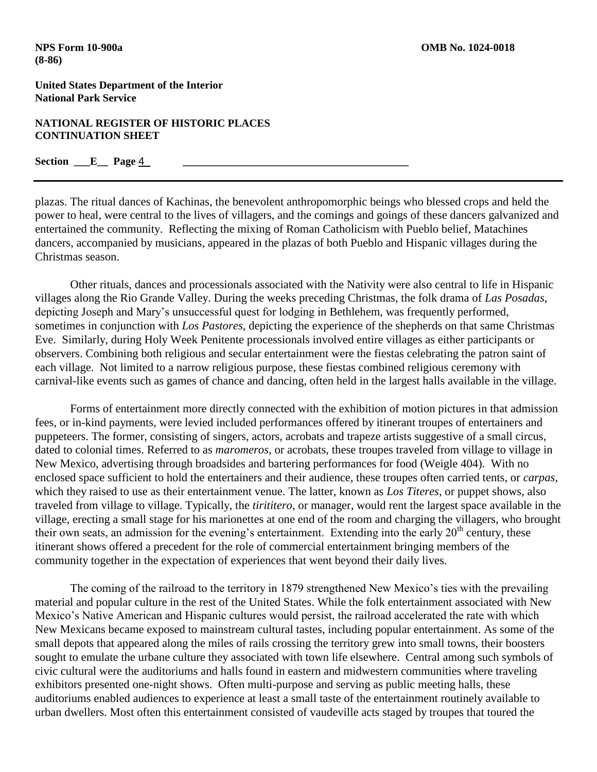plazas. The ritual dances of Kachinas, the benevolent anthropomorphic beings who blessed crops and held the power to heal, were central to the lives of villagers, and the comings and goings of these dancers galvanized and entertained the community. Reflecting the mixing of Roman Catholicism with Pueblo belief, Matachines dancers, accompanied by musicians, appeared in the plazas of both Pueblo and Hispanic villages during the Christmas season.

Other rituals, dances and processionals associated with the Nativity were also central to life in Hispanic villages along the Rio Grande Valley. During the weeks preceding Christmas, the folk drama of *Las Posadas*, depicting Joseph and Mary's unsuccessful quest for lodging in Bethlehem, was frequently performed, sometimes in conjunction with *Los Pastores*, depicting the experience of the shepherds on that same Christmas Eve. Similarly, during Holy Week Penitente processionals involved entire villages as either participants or observers. Combining both religious and secular entertainment were the fiestas celebrating the patron saint of each village. Not limited to a narrow religious purpose, these fiestas combined religious ceremony with carnival-like events such as games of chance and dancing, often held in the largest halls available in the village.

Forms of entertainment more directly connected with the exhibition of motion pictures in that admission fees, or in-kind payments, were levied included performances offered by itinerant troupes of entertainers and puppeteers. The former, consisting of singers, actors, acrobats and trapeze artists suggestive of a small circus, dated to colonial times. Referred to as *maromeros*, or acrobats, these troupes traveled from village to village in New Mexico, advertising through broadsides and bartering performances for food (Weigle 404). With no enclosed space sufficient to hold the entertainers and their audience, these troupes often carried tents, or *carpas*, which they raised to use as their entertainment venue. The latter, known as *Los Titeres*, or puppet shows, also traveled from village to village. Typically, the *tirititero*, or manager, would rent the largest space available in the village, erecting a small stage for his marionettes at one end of the room and charging the villagers, who brought their own seats, an admission for the evening's entertainment. Extending into the early 20th century, these itinerant shows offered a precedent for the role of commercial entertainment bringing members of the community together in the expectation of experiences that went beyond their daily lives.

The coming of the railroad to the territory in 1879 strengthened New Mexico's ties with the prevailing material and popular culture in the rest of the United States. While the folk entertainment associated with New Mexico's Native American and Hispanic cultures would persist, the railroad accelerated the rate with which New Mexicans became exposed to mainstream cultural tastes, including popular entertainment. As some of the small depots that appeared along the miles of rails crossing the territory grew into small towns, their boosters sought to emulate the urbane culture they associated with town life elsewhere. Central among such symbols of civic cultural were the auditoriums and halls found in eastern and midwestern communities where traveling exhibitors presented one-night shows. Often multi-purpose and serving as public meeting halls, these auditoriums enabled audiences to experience at least a small taste of the entertainment routinely available to urban dwellers. Most often this entertainment consisted of vaudeville acts staged by troupes that toured the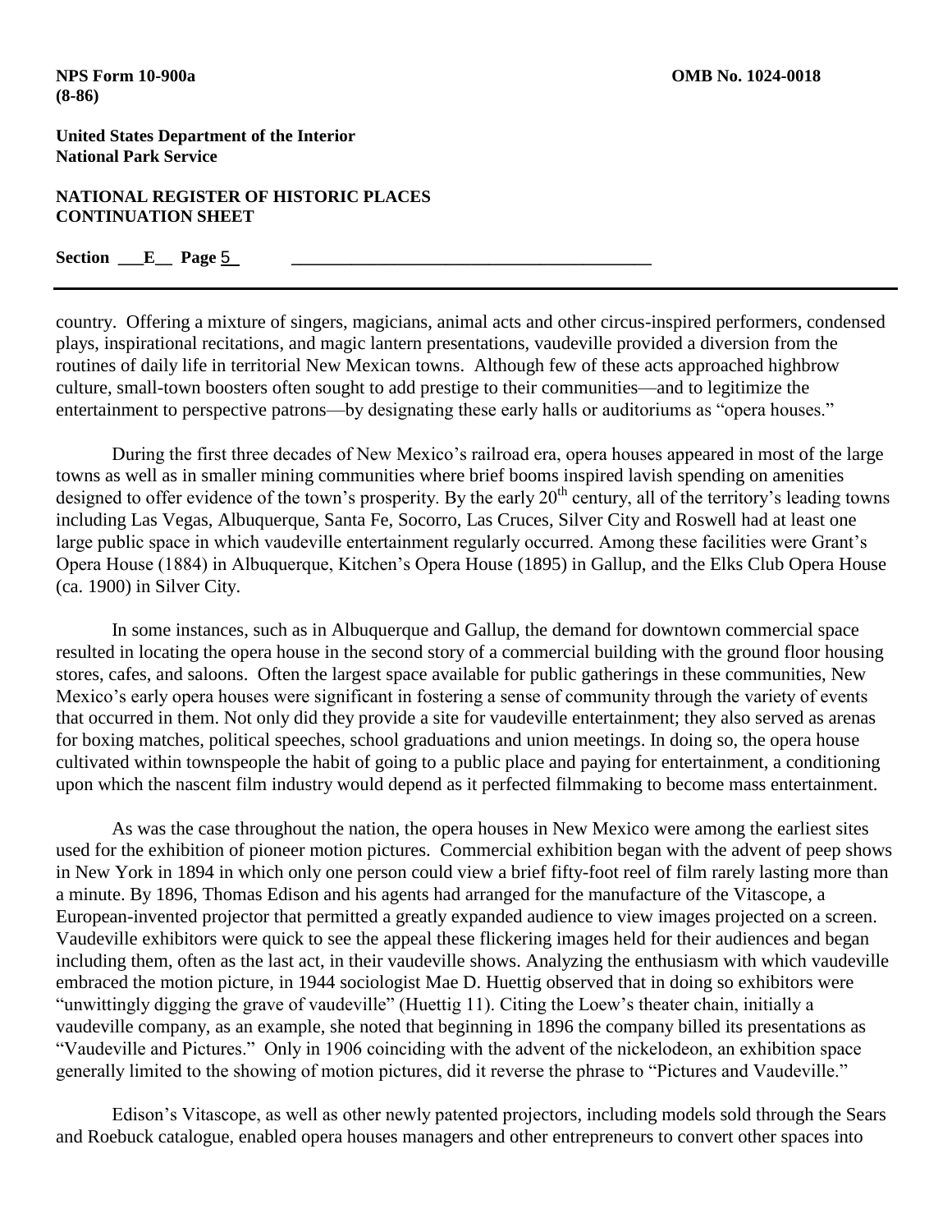country. Offering a mixture of singers, magicians, animal acts and other circus-inspired performers, condensed plays, inspirational recitations, and magic lantern presentations, vaudeville provided a diversion from the routines of daily life in territorial New Mexican towns. Although few of these acts approached highbrow culture, small-town boosters often sought to add prestige to their communities—and to legitimize the entertainment to perspective patrons—by designating these early halls or auditoriums as "opera houses."

During the first three decades of New Mexico's railroad era, opera houses appeared in most of the large towns as well as in smaller mining communities where brief booms inspired lavish spending on amenities designed to offer evidence of the town's prosperity. By the early 20th century, all of the territory's leading towns including Las Vegas, Albuquerque, Santa Fe, Socorro, Las Cruces, Silver City and Roswell had at least one large public space in which vaudeville entertainment regularly occurred. Among these facilities were Grant's Opera House (1884) in Albuquerque, Kitchen's Opera House (1895) in Gallup, and the Elks Club Opera House (ca. 1900) in Silver City.

In some instances, such as in Albuquerque and Gallup, the demand for downtown commercial space resulted in locating the opera house in the second story of a commercial building with the ground floor housing stores, cafes, and saloons. Often the largest space available for public gatherings in these communities, New Mexico's early opera houses were significant in fostering a sense of community through the variety of events that occurred in them. Not only did they provide a site for vaudeville entertainment; they also served as arenas for boxing matches, political speeches, school graduations and union meetings. In doing so, the opera house cultivated within townspeople the habit of going to a public place and paying for entertainment, a conditioning upon which the nascent film industry would depend as it perfected filmmaking to become mass entertainment.

As was the case throughout the nation, the opera houses in New Mexico were among the earliest sites used for the exhibition of pioneer motion pictures. Commercial exhibition began with the advent of peep shows in New York in 1894 in which only one person could view a brief fifty-foot reel of film rarely lasting more than a minute. By 1896, Thomas Edison and his agents had arranged for the manufacture of the Vitascope, a European-invented projector that permitted a greatly expanded audience to view images projected on a screen. Vaudeville exhibitors were quick to see the appeal these flickering images held for their audiences and began including them, often as the last act, in their vaudeville shows. Analyzing the enthusiasm with which vaudeville embraced the motion picture, in 1944 sociologist Mae D. Huettig observed that in doing so exhibitors were "unwittingly digging the grave of vaudeville" (Huettig 11). Citing the Loew's theater chain, initially a vaudeville company, as an example, she noted that beginning in 1896 the company billed its presentations as "Vaudeville and Pictures." Only in 1906 coinciding with the advent of the nickelodeon, an exhibition space generally limited to the showing of motion pictures, did it reverse the phrase to "Pictures and Vaudeville."

Edison's Vitascope, as well as other newly patented projectors, including models sold through the Sears and Roebuck catalogue, enabled opera houses managers and other entrepreneurs to convert other spaces into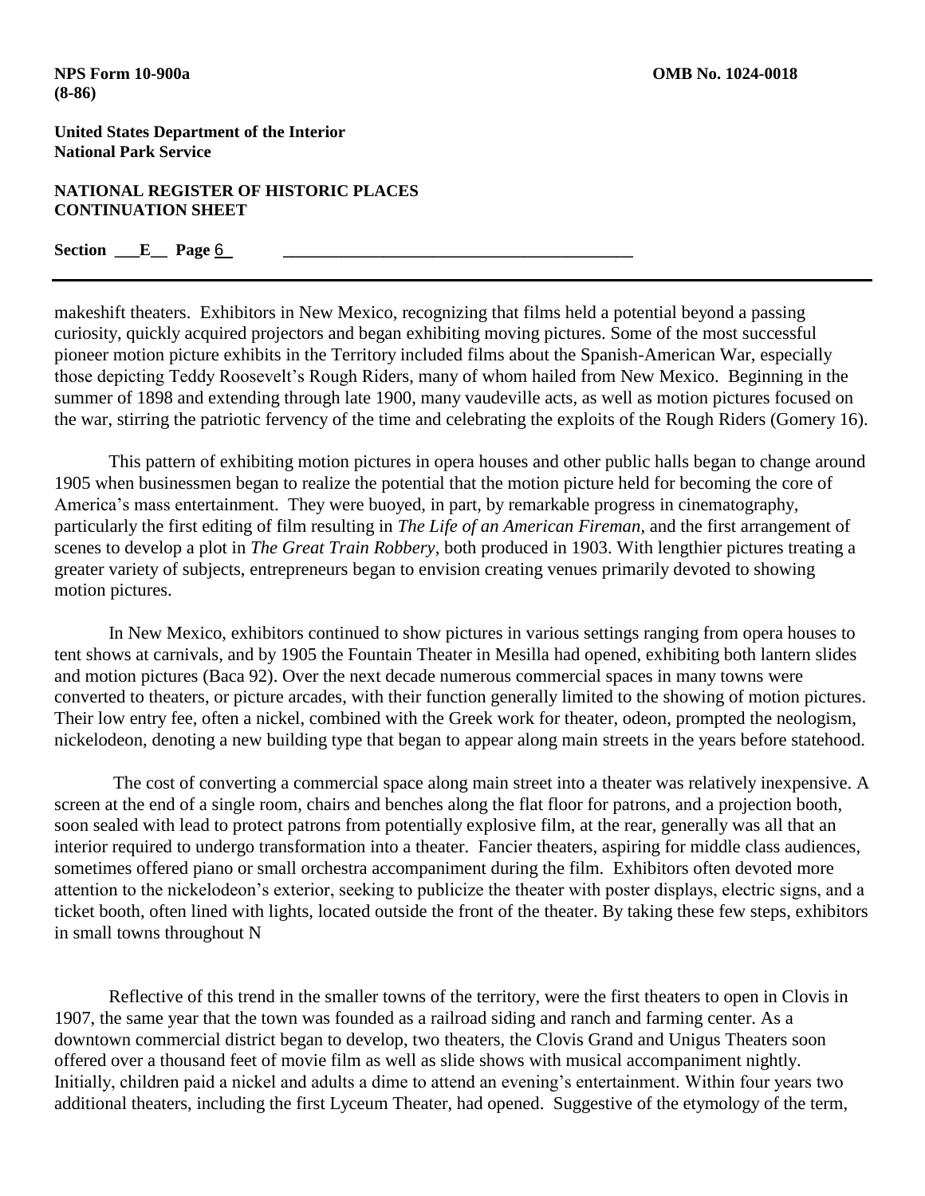makeshift theaters. Exhibitors in New Mexico, recognizing that films held a potential beyond a passing curiosity, quickly acquired projectors and began exhibiting moving pictures. Some of the most successful pioneer motion picture exhibits in the Territory included films about the Spanish-American War, especially those depicting Teddy Roosevelt's Rough Riders, many of whom hailed from New Mexico. Beginning in the summer of 1898 and extending through late 1900, many vaudeville acts, as well as motion pictures focused on the war, stirring the patriotic fervency of the time and celebrating the exploits of the Rough Riders (Gomery 16).

This pattern of exhibiting motion pictures in opera houses and other public halls began to change around 1905 when businessmen began to realize the potential that the motion picture held for becoming the core of America's mass entertainment. They were buoyed, in part, by remarkable progress in cinematography, particularly the first editing of film resulting in *The Life of an American Fireman*, and the first arrangement of scenes to develop a plot in *The Great Train Robbery*, both produced in 1903. With lengthier pictures treating a greater variety of subjects, entrepreneurs began to envision creating venues primarily devoted to showing motion pictures.

In New Mexico, exhibitors continued to show pictures in various settings ranging from opera houses to tent shows at carnivals, and by 1905 the Fountain Theater in Mesilla had opened, exhibiting both lantern slides and motion pictures (Baca 92). Over the next decade numerous commercial spaces in many towns were converted to theaters, or picture arcades, with their function generally limited to the showing of motion pictures. Their low entry fee, often a nickel, combined with the Greek work for theater, odeon, prompted the neologism, nickelodeon, denoting a new building type that began to appear along main streets in the years before statehood.

The cost of converting a commercial space along main street into a theater was relatively inexpensive. A screen at the end of a single room, chairs and benches along the flat floor for patrons, and a projection booth, soon sealed with lead to protect patrons from potentially explosive film, at the rear, generally was all that an interior required to undergo transformation into a theater. Fancier theaters, aspiring for middle class audiences, sometimes offered piano or small orchestra accompaniment during the film. Exhibitors often devoted more attention to the nickelodeon's exterior, seeking to publicize the theater with poster displays, electric signs, and a ticket booth, often lined with lights, located outside the front of the theater. By taking these few steps, exhibitors in small towns throughout N

Reflective of this trend in the smaller towns of the territory, were the first theaters to open in Clovis in 1907, the same year that the town was founded as a railroad siding and ranch and farming center. As a downtown commercial district began to develop, two theaters, the Clovis Grand and Unigus Theaters soon offered over a thousand feet of movie film as well as slide shows with musical accompaniment nightly. Initially, children paid a nickel and adults a dime to attend an evening's entertainment. Within four years two additional theaters, including the first Lyceum Theater, had opened. Suggestive of the etymology of the term,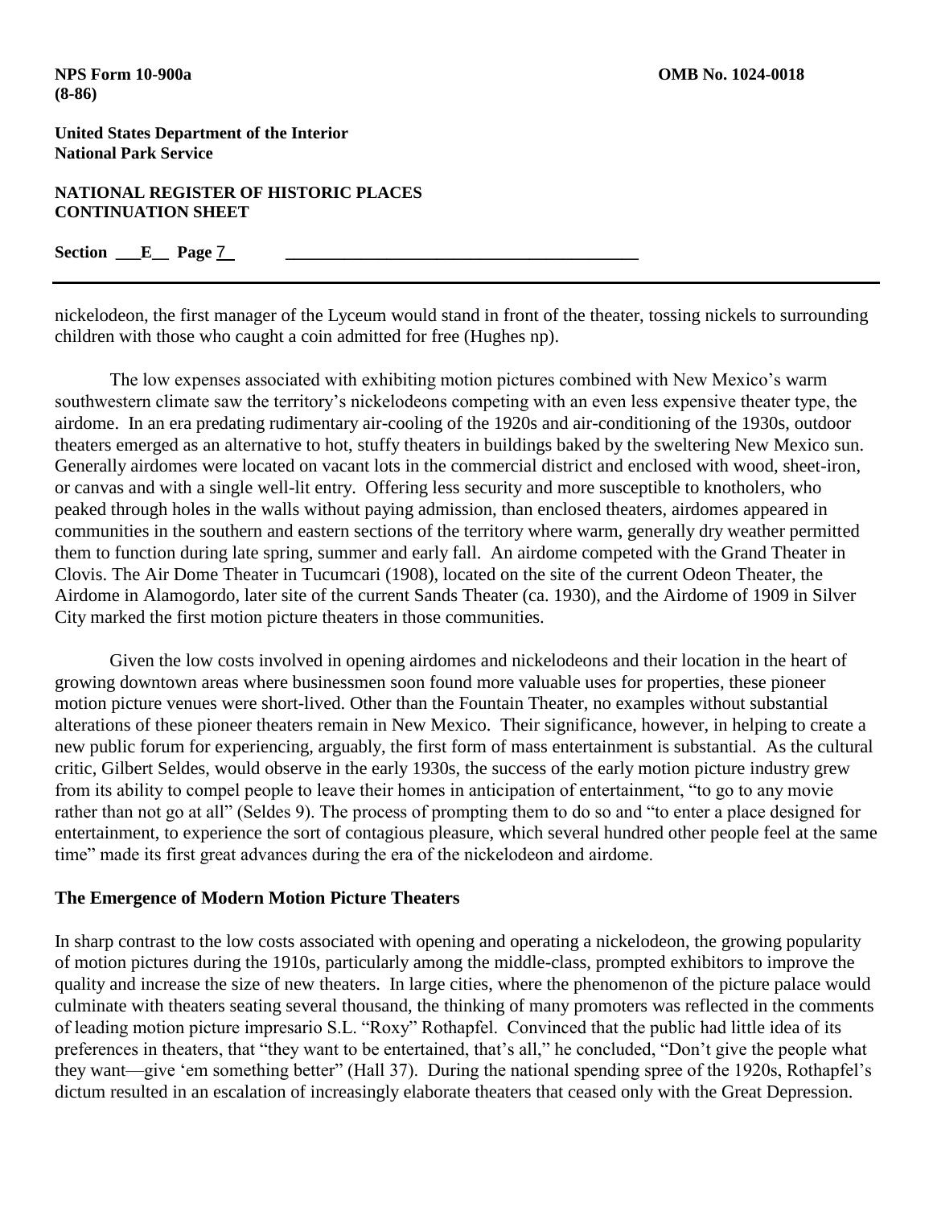nickelodeon, the first manager of the Lyceum would stand in front of the theater, tossing nickels to surrounding children with those who caught a coin admitted for free (Hughes np).

The low expenses associated with exhibiting motion pictures combined with New Mexico's warm southwestern climate saw the territory's nickelodeons competing with an even less expensive theater type, the airdome. In an era predating rudimentary air-cooling of the 1920s and air-conditioning of the 1930s, outdoor theaters emerged as an alternative to hot, stuffy theaters in buildings baked by the sweltering New Mexico sun. Generally airdomes were located on vacant lots in the commercial district and enclosed with wood, sheet-iron, or canvas and with a single well-lit entry. Offering less security and more susceptible to knotholers, who peaked through holes in the walls without paying admission, than enclosed theaters, airdomes appeared in communities in the southern and eastern sections of the territory where warm, generally dry weather permitted them to function during late spring, summer and early fall. An airdome competed with the Grand Theater in Clovis. The Air Dome Theater in Tucumcari (1908), located on the site of the current Odeon Theater, the Airdome in Alamogordo, later site of the current Sands Theater (ca. 1930), and the Airdome of 1909 in Silver City marked the first motion picture theaters in those communities.

Given the low costs involved in opening airdomes and nickelodeons and their location in the heart of growing downtown areas where businessmen soon found more valuable uses for properties, these pioneer motion picture venues were short-lived. Other than the Fountain Theater, no examples without substantial alterations of these pioneer theaters remain in New Mexico. Their significance, however, in helping to create a new public forum for experiencing, arguably, the first form of mass entertainment is substantial. As the cultural critic, Gilbert Seldes, would observe in the early 1930s, the success of the early motion picture industry grew from its ability to compel people to leave their homes in anticipation of entertainment, "to go to any movie rather than not go at all" (Seldes 9). The process of prompting them to do so and "to enter a place designed for entertainment, to experience the sort of contagious pleasure, which several hundred other people feel at the same time" made its first great advances during the era of the nickelodeon and airdome.

### The Emergence of Modern Motion Picture Theaters

In sharp contrast to the low costs associated with opening and operating a nickelodeon, the growing popularity of motion pictures during the 1910s, particularly among the middle-class, prompted exhibitors to improve the quality and increase the size of new theaters. In large cities, where the phenomenon of the picture palace would culminate with theaters seating several thousand, the thinking of many promoters was reflected in the comments of leading motion picture impresario S.L. "Roxy" Rothapfel. Convinced that the public had little idea of its preferences in theaters, that "they want to be entertained, that's all," he concluded, "Don't give the people what they want—give 'em something better" (Hall 37). During the national spending spree of the 1920s, Rothapfel's dictum resulted in an escalation of increasingly elaborate theaters that ceased only with the Great Depression.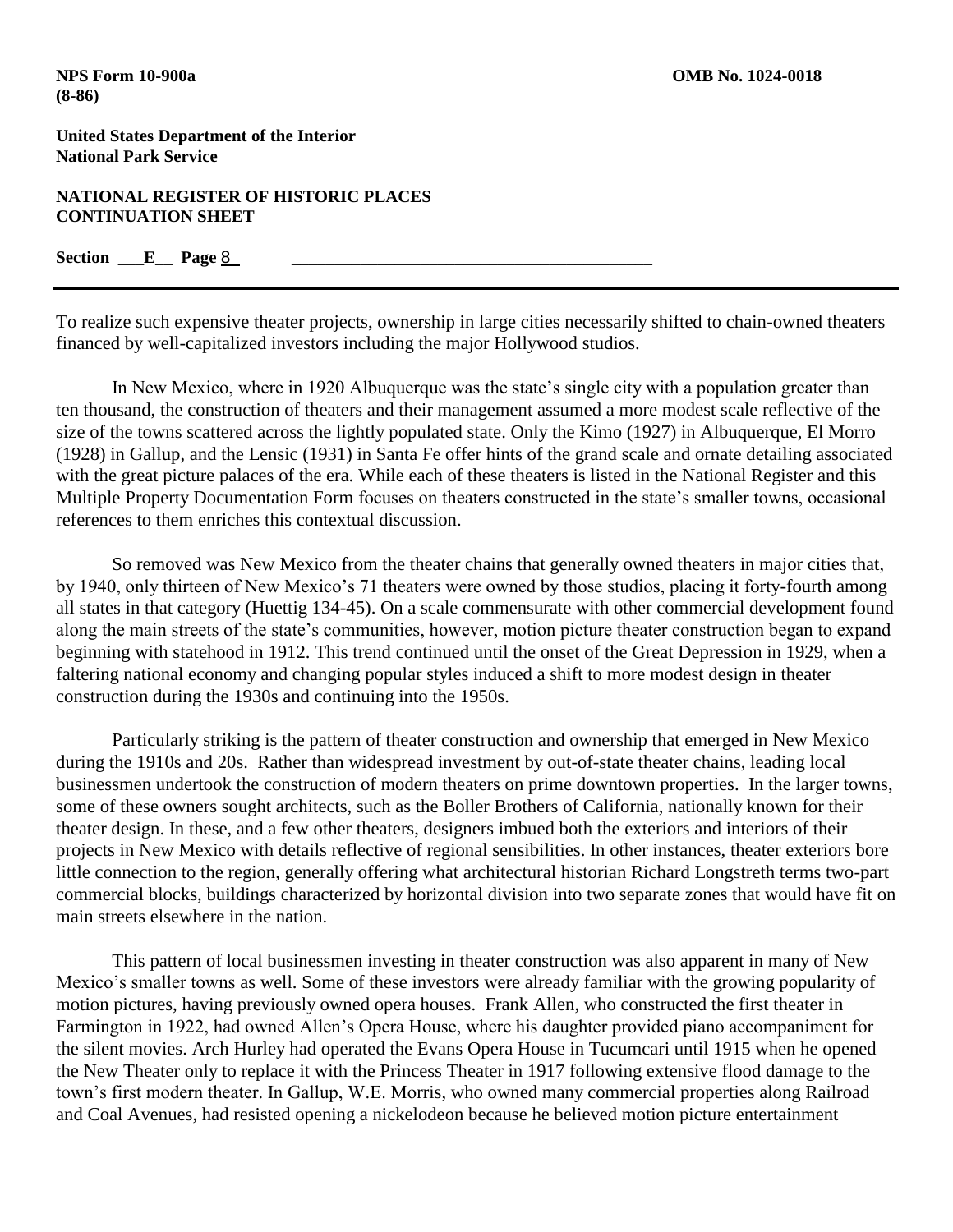To realize such expensive theater projects, ownership in large cities necessarily shifted to chain-owned theaters financed by well-capitalized investors including the major Hollywood studios.

In New Mexico, where in 1920 Albuquerque was the state's single city with a population greater than ten thousand, the construction of theaters and their management assumed a more modest scale reflective of the size of the towns scattered across the lightly populated state. Only the Kimo (1927) in Albuquerque, El Morro (1928) in Gallup, and the Lensic (1931) in Santa Fe offer hints of the grand scale and ornate detailing associated with the great picture palaces of the era. While each of these theaters is listed in the National Register and this Multiple Property Documentation Form focuses on theaters constructed in the state's smaller towns, occasional references to them enriches this contextual discussion.

So removed was New Mexico from the theater chains that generally owned theaters in major cities that, by 1940, only thirteen of New Mexico's 71 theaters were owned by those studios, placing it forty-fourth among all states in that category (Huettig 134-45). On a scale commensurate with other commercial development found along the main streets of the state's communities, however, motion picture theater construction began to expand beginning with statehood in 1912. This trend continued until the onset of the Great Depression in 1929, when a faltering national economy and changing popular styles induced a shift to more modest design in theater construction during the 1930s and continuing into the 1950s.

Particularly striking is the pattern of theater construction and ownership that emerged in New Mexico during the 1910s and 20s. Rather than widespread investment by out-of-state theater chains, leading local businessmen undertook the construction of modern theaters on prime downtown properties. In the larger towns, some of these owners sought architects, such as the Boller Brothers of California, nationally known for their theater design. In these, and a few other theaters, designers imbued both the exteriors and interiors of their projects in New Mexico with details reflective of regional sensibilities. In other instances, theater exteriors bore little connection to the region, generally offering what architectural historian Richard Longstreth terms two-part commercial blocks, buildings characterized by horizontal division into two separate zones that would have fit on main streets elsewhere in the nation.

This pattern of local businessmen investing in theater construction was also apparent in many of New Mexico's smaller towns as well. Some of these investors were already familiar with the growing popularity of motion pictures, having previously owned opera houses. Frank Allen, who constructed the first theater in Farmington in 1922, had owned Allen's Opera House, where his daughter provided piano accompaniment for the silent movies. Arch Hurley had operated the Evans Opera House in Tucumcari until 1915 when he opened the New Theater only to replace it with the Princess Theater in 1917 following extensive flood damage to the town's first modern theater. In Gallup, W.E. Morris, who owned many commercial properties along Railroad and Coal Avenues, had resisted opening a nickelodeon because he believed motion picture entertainment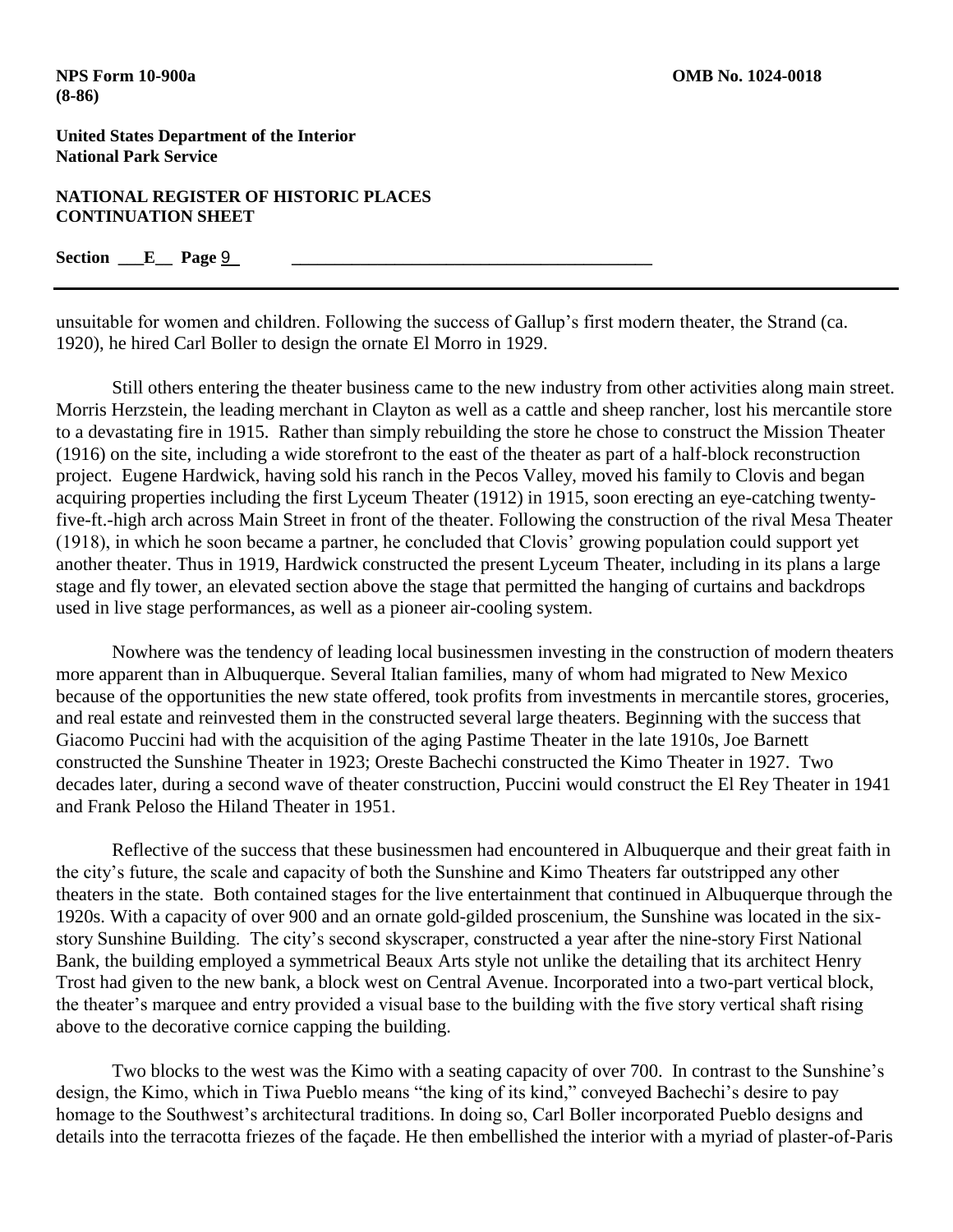unsuitable for women and children. Following the success of Gallup's first modern theater, the Strand (ca. 1920), he hired Carl Boller to design the ornate El Morro in 1929.

Still others entering the theater business came to the new industry from other activities along main street. Morris Herzstein, the leading merchant in Clayton as well as a cattle and sheep rancher, lost his mercantile store to a devastating fire in 1915. Rather than simply rebuilding the store he chose to construct the Mission Theater (1916) on the site, including a wide storefront to the east of the theater as part of a half-block reconstruction project. Eugene Hardwick, having sold his ranch in the Pecos Valley, moved his family to Clovis and began acquiring properties including the first Lyceum Theater (1912) in 1915, soon erecting an eye-catching twenty-five-ft.-high arch across Main Street in front of the theater. Following the construction of the rival Mesa Theater (1918), in which he soon became a partner, he concluded that Clovis' growing population could support yet another theater. Thus in 1919, Hardwick constructed the present Lyceum Theater, including in its plans a large stage and fly tower, an elevated section above the stage that permitted the hanging of curtains and backdrops used in live stage performances, as well as a pioneer air-cooling system.

Nowhere was the tendency of leading local businessmen investing in the construction of modern theaters more apparent than in Albuquerque. Several Italian families, many of whom had migrated to New Mexico because of the opportunities the new state offered, took profits from investments in mercantile stores, groceries, and real estate and reinvested them in the constructed several large theaters. Beginning with the success that Giacomo Puccini had with the acquisition of the aging Pastime Theater in the late 1910s, Joe Barnett constructed the Sunshine Theater in 1923; Oreste Bachechi constructed the Kimo Theater in 1927. Two decades later, during a second wave of theater construction, Puccini would construct the El Rey Theater in 1941 and Frank Peloso the Hiland Theater in 1951.

Reflective of the success that these businessmen had encountered in Albuquerque and their great faith in the city's future, the scale and capacity of both the Sunshine and Kimo Theaters far outstripped any other theaters in the state. Both contained stages for the live entertainment that continued in Albuquerque through the 1920s. With a capacity of over 900 and an ornate gold-gilded proscenium, the Sunshine was located in the six-story Sunshine Building. The city's second skyscraper, constructed a year after the nine-story First National Bank, the building employed a symmetrical Beaux Arts style not unlike the detailing that its architect Henry Trost had given to the new bank, a block west on Central Avenue. Incorporated into a two-part vertical block, the theater's marquee and entry provided a visual base to the building with the five story vertical shaft rising above to the decorative cornice capping the building.

Two blocks to the west was the Kimo with a seating capacity of over 700. In contrast to the Sunshine's design, the Kimo, which in Tiwa Pueblo means "the king of its kind," conveyed Bachechi's desire to pay homage to the Southwest's architectural traditions. In doing so, Carl Boller incorporated Pueblo designs and details into the terracotta friezes of the façade. He then embellished the interior with a myriad of plaster-of-Paris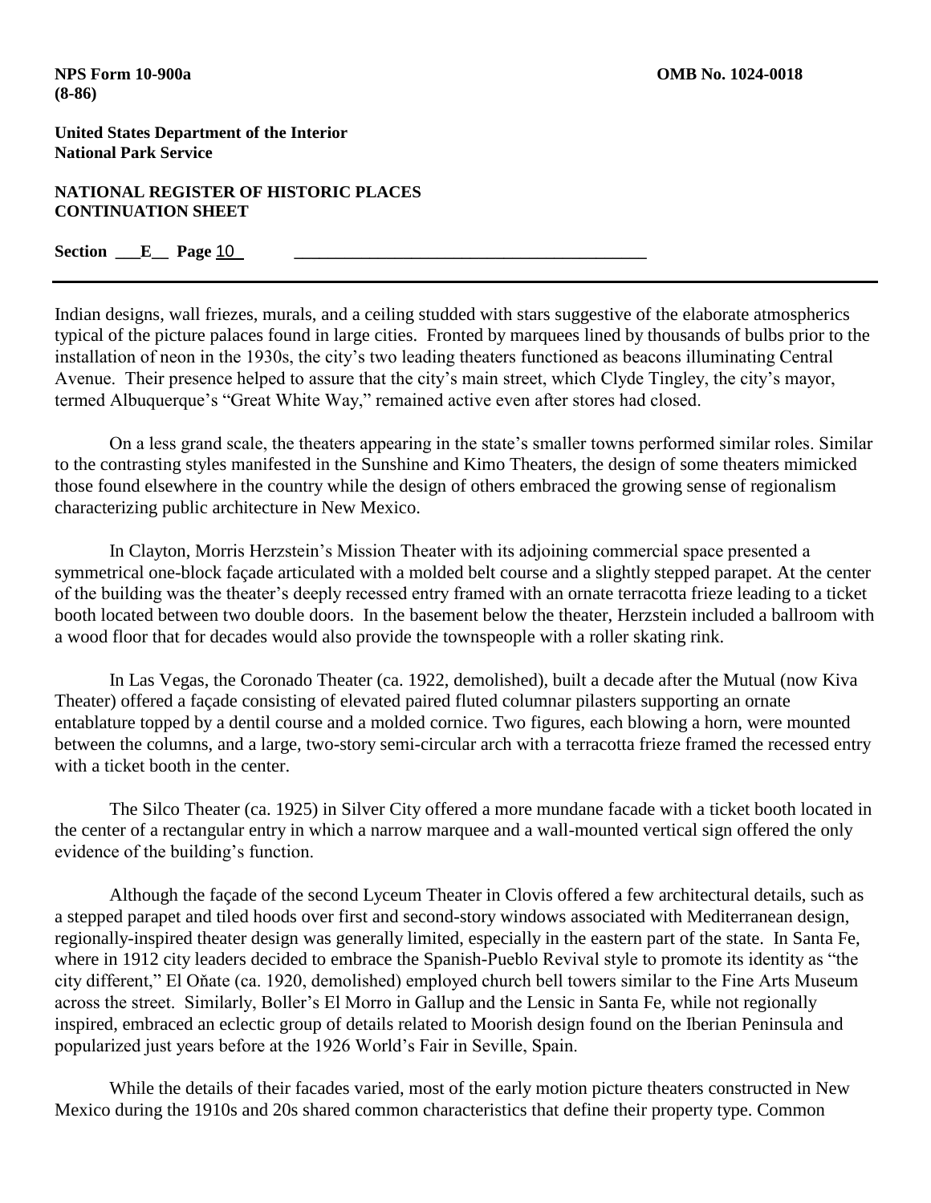Indian designs, wall friezes, murals, and a ceiling studded with stars suggestive of the elaborate atmospherics typical of the picture palaces found in large cities. Fronted by marquees lined by thousands of bulbs prior to the installation of neon in the 1930s, the city's two leading theaters functioned as beacons illuminating Central Avenue. Their presence helped to assure that the city's main street, which Clyde Tingley, the city's mayor, termed Albuquerque's "Great White Way," remained active even after stores had closed.

On a less grand scale, the theaters appearing in the state's smaller towns performed similar roles. Similar to the contrasting styles manifested in the Sunshine and Kimo Theaters, the design of some theaters mimicked those found elsewhere in the country while the design of others embraced the growing sense of regionalism characterizing public architecture in New Mexico.

In Clayton, Morris Herzstein's Mission Theater with its adjoining commercial space presented a symmetrical one-block façade articulated with a molded belt course and a slightly stepped parapet. At the center of the building was the theater's deeply recessed entry framed with an ornate terracotta frieze leading to a ticket booth located between two double doors. In the basement below the theater, Herzstein included a ballroom with a wood floor that for decades would also provide the townspeople with a roller skating rink.

In Las Vegas, the Coronado Theater (ca. 1922, demolished), built a decade after the Mutual (now Kiva Theater) offered a façade consisting of elevated paired fluted columnar pilasters supporting an ornate entablature topped by a dentil course and a molded cornice. Two figures, each blowing a horn, were mounted between the columns, and a large, two-story semi-circular arch with a terracotta frieze framed the recessed entry with a ticket booth in the center.

The Silco Theater (ca. 1925) in Silver City offered a more mundane facade with a ticket booth located in the center of a rectangular entry in which a narrow marquee and a wall-mounted vertical sign offered the only evidence of the building's function.

Although the façade of the second Lyceum Theater in Clovis offered a few architectural details, such as a stepped parapet and tiled hoods over first and second-story windows associated with Mediterranean design, regionally-inspired theater design was generally limited, especially in the eastern part of the state. In Santa Fe, where in 1912 city leaders decided to embrace the Spanish-Pueblo Revival style to promote its identity as "the city different," El Oňate (ca. 1920, demolished) employed church bell towers similar to the Fine Arts Museum across the street. Similarly, Boller's El Morro in Gallup and the Lensic in Santa Fe, while not regionally inspired, embraced an eclectic group of details related to Moorish design found on the Iberian Peninsula and popularized just years before at the 1926 World's Fair in Seville, Spain.

While the details of their facades varied, most of the early motion picture theaters constructed in New Mexico during the 1910s and 20s shared common characteristics that define their property type. Common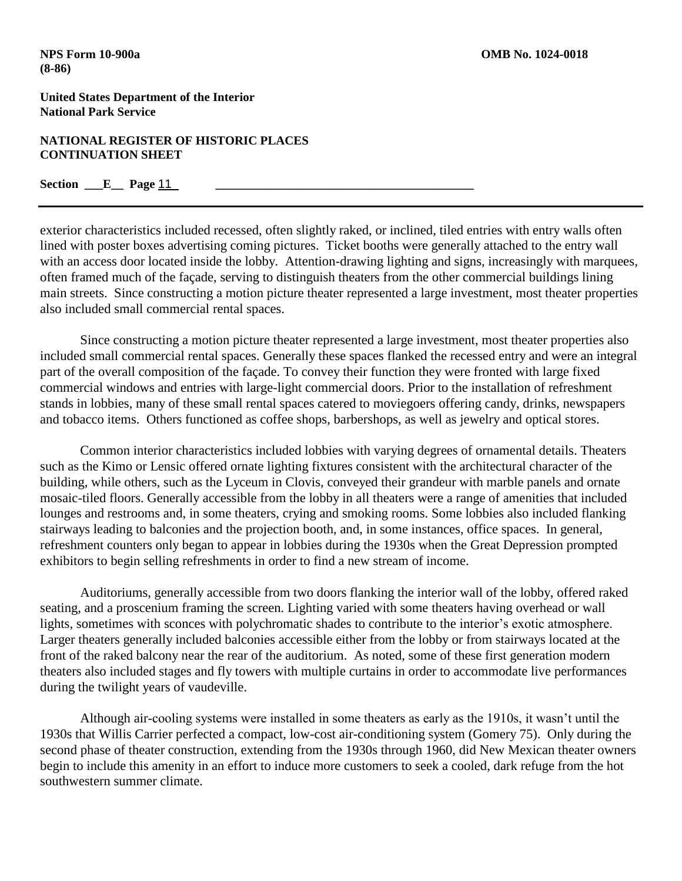exterior characteristics included recessed, often slightly raked, or inclined, tiled entries with entry walls often lined with poster boxes advertising coming pictures. Ticket booths were generally attached to the entry wall with an access door located inside the lobby. Attention-drawing lighting and signs, increasingly with marquees, often framed much of the façade, serving to distinguish theaters from the other commercial buildings lining main streets. Since constructing a motion picture theater represented a large investment, most theater properties also included small commercial rental spaces.

Since constructing a motion picture theater represented a large investment, most theater properties also included small commercial rental spaces. Generally these spaces flanked the recessed entry and were an integral part of the overall composition of the façade. To convey their function they were fronted with large fixed commercial windows and entries with large-light commercial doors. Prior to the installation of refreshment stands in lobbies, many of these small rental spaces catered to moviegoers offering candy, drinks, newspapers and tobacco items. Others functioned as coffee shops, barbershops, as well as jewelry and optical stores.

Common interior characteristics included lobbies with varying degrees of ornamental details. Theaters such as the Kimo or Lensic offered ornate lighting fixtures consistent with the architectural character of the building, while others, such as the Lyceum in Clovis, conveyed their grandeur with marble panels and ornate mosaic-tiled floors. Generally accessible from the lobby in all theaters were a range of amenities that included lounges and restrooms and, in some theaters, crying and smoking rooms. Some lobbies also included flanking stairways leading to balconies and the projection booth, and, in some instances, office spaces. In general, refreshment counters only began to appear in lobbies during the 1930s when the Great Depression prompted exhibitors to begin selling refreshments in order to find a new stream of income.

Auditoriums, generally accessible from two doors flanking the interior wall of the lobby, offered raked seating, and a proscenium framing the screen. Lighting varied with some theaters having overhead or wall lights, sometimes with sconces with polychromatic shades to contribute to the interior's exotic atmosphere. Larger theaters generally included balconies accessible either from the lobby or from stairways located at the front of the raked balcony near the rear of the auditorium. As noted, some of these first generation modern theaters also included stages and fly towers with multiple curtains in order to accommodate live performances during the twilight years of vaudeville.

Although air-cooling systems were installed in some theaters as early as the 1910s, it wasn't until the 1930s that Willis Carrier perfected a compact, low-cost air-conditioning system (Gomery 75). Only during the second phase of theater construction, extending from the 1930s through 1960, did New Mexican theater owners begin to include this amenity in an effort to induce more customers to seek a cooled, dark refuge from the hot southwestern summer climate.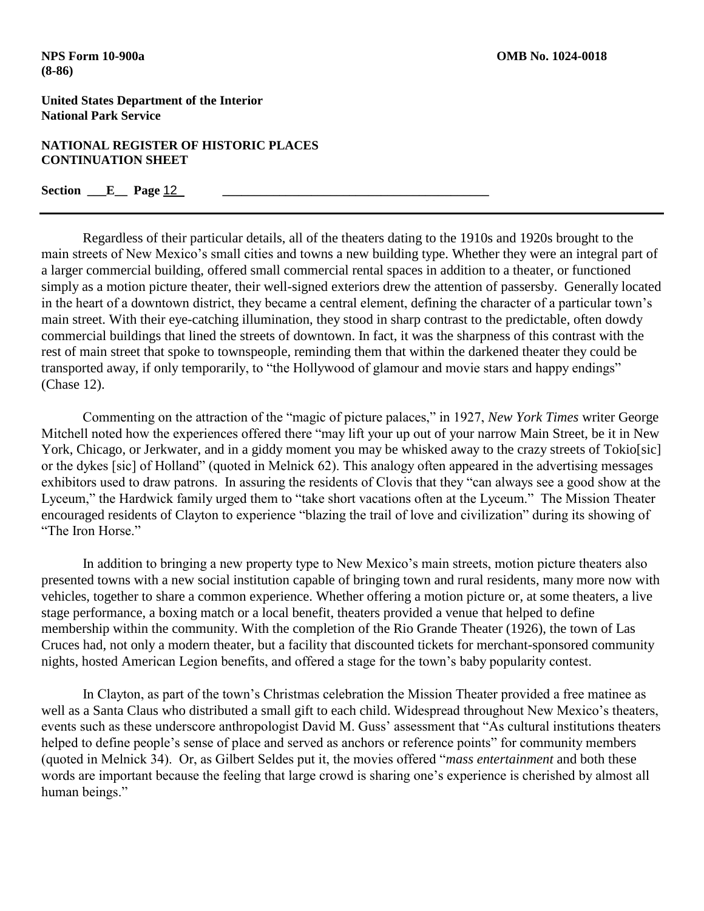Regardless of their particular details, all of the theaters dating to the 1910s and 1920s brought to the main streets of New Mexico's small cities and towns a new building type. Whether they were an integral part of a larger commercial building, offered small commercial rental spaces in addition to a theater, or functioned simply as a motion picture theater, their well-signed exteriors drew the attention of passersby. Generally located in the heart of a downtown district, they became a central element, defining the character of a particular town's main street. With their eye-catching illumination, they stood in sharp contrast to the predictable, often dowdy commercial buildings that lined the streets of downtown. In fact, it was the sharpness of this contrast with the rest of main street that spoke to townspeople, reminding them that within the darkened theater they could be transported away, if only temporarily, to "the Hollywood of glamour and movie stars and happy endings" (Chase 12).

Commenting on the attraction of the "magic of picture palaces," in 1927, *New York Times* writer George Mitchell noted how the experiences offered there "may lift your up out of your narrow Main Street, be it in New York, Chicago, or Jerkwater, and in a giddy moment you may be whisked away to the crazy streets of Tokio[sic] or the dykes [sic] of Holland" (quoted in Melnick 62). This analogy often appeared in the advertising messages exhibitors used to draw patrons. In assuring the residents of Clovis that they "can always see a good show at the Lyceum," the Hardwick family urged them to "take short vacations often at the Lyceum." The Mission Theater encouraged residents of Clayton to experience "blazing the trail of love and civilization" during its showing of "The Iron Horse."

In addition to bringing a new property type to New Mexico's main streets, motion picture theaters also presented towns with a new social institution capable of bringing town and rural residents, many more now with vehicles, together to share a common experience. Whether offering a motion picture or, at some theaters, a live stage performance, a boxing match or a local benefit, theaters provided a venue that helped to define membership within the community. With the completion of the Rio Grande Theater (1926), the town of Las Cruces had, not only a modern theater, but a facility that discounted tickets for merchant-sponsored community nights, hosted American Legion benefits, and offered a stage for the town's baby popularity contest.

In Clayton, as part of the town's Christmas celebration the Mission Theater provided a free matinee as well as a Santa Claus who distributed a small gift to each child. Widespread throughout New Mexico's theaters, events such as these underscore anthropologist David M. Guss' assessment that "As cultural institutions theaters helped to define people's sense of place and served as anchors or reference points" for community members (quoted in Melnick 34). Or, as Gilbert Seldes put it, the movies offered "*mass entertainment* and both these words are important because the feeling that large crowd is sharing one's experience is cherished by almost all human beings."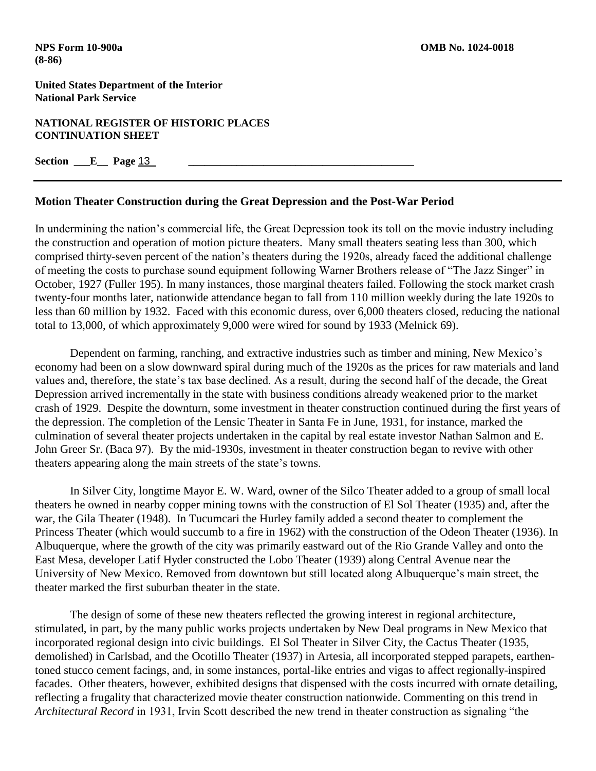## Motion Theater Construction during the Great Depression and the Post-War Period

In undermining the nation's commercial life, the Great Depression took its toll on the movie industry including the construction and operation of motion picture theaters. Many small theaters seating less than 300, which comprised thirty-seven percent of the nation's theaters during the 1920s, already faced the additional challenge of meeting the costs to purchase sound equipment following Warner Brothers release of "The Jazz Singer" in October, 1927 (Fuller 195). In many instances, those marginal theaters failed. Following the stock market crash twenty-four months later, nationwide attendance began to fall from 110 million weekly during the late 1920s to less than 60 million by 1932. Faced with this economic duress, over 6,000 theaters closed, reducing the national total to 13,000, of which approximately 9,000 were wired for sound by 1933 (Melnick 69).

Dependent on farming, ranching, and extractive industries such as timber and mining, New Mexico's economy had been on a slow downward spiral during much of the 1920s as the prices for raw materials and land values and, therefore, the state's tax base declined. As a result, during the second half of the decade, the Great Depression arrived incrementally in the state with business conditions already weakened prior to the market crash of 1929. Despite the downturn, some investment in theater construction continued during the first years of the depression. The completion of the Lensic Theater in Santa Fe in June, 1931, for instance, marked the culmination of several theater projects undertaken in the capital by real estate investor Nathan Salmon and E. John Greer Sr. (Baca 97). By the mid-1930s, investment in theater construction began to revive with other theaters appearing along the main streets of the state's towns.

In Silver City, longtime Mayor E. W. Ward, owner of the Silco Theater added to a group of small local theaters he owned in nearby copper mining towns with the construction of El Sol Theater (1935) and, after the war, the Gila Theater (1948). In Tucumcari the Hurley family added a second theater to complement the Princess Theater (which would succumb to a fire in 1962) with the construction of the Odeon Theater (1936). In Albuquerque, where the growth of the city was primarily eastward out of the Rio Grande Valley and onto the East Mesa, developer Latif Hyder constructed the Lobo Theater (1939) along Central Avenue near the University of New Mexico. Removed from downtown but still located along Albuquerque's main street, the theater marked the first suburban theater in the state.

The design of some of these new theaters reflected the growing interest in regional architecture, stimulated, in part, by the many public works projects undertaken by New Deal programs in New Mexico that incorporated regional design into civic buildings. El Sol Theater in Silver City, the Cactus Theater (1935, demolished) in Carlsbad, and the Ocotillo Theater (1937) in Artesia, all incorporated stepped parapets, earthen-toned stucco cement facings, and, in some instances, portal-like entries and vigas to affect regionally-inspired facades. Other theaters, however, exhibited designs that dispensed with the costs incurred with ornate detailing, reflecting a frugality that characterized movie theater construction nationwide. Commenting on this trend in *Architectural Record* in 1931, Irvin Scott described the new trend in theater construction as signaling "the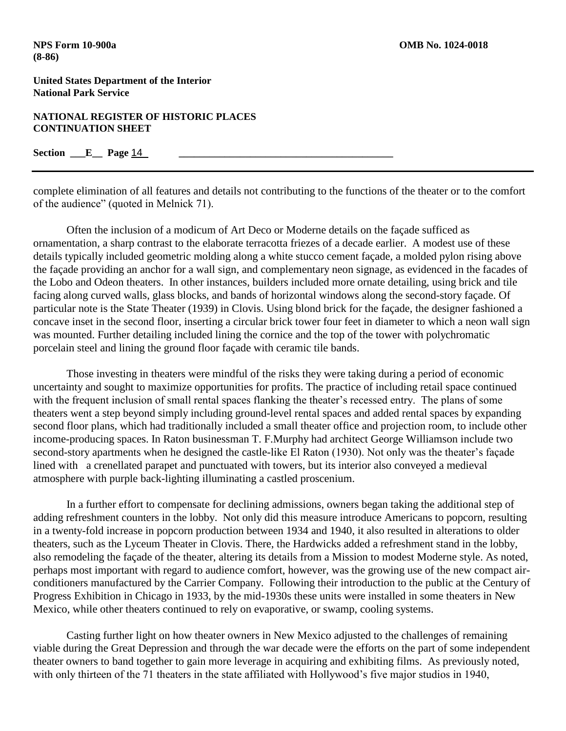complete elimination of all features and details not contributing to the functions of the theater or to the comfort of the audience" (quoted in Melnick 71).

Often the inclusion of a modicum of Art Deco or Moderne details on the façade sufficed as ornamentation, a sharp contrast to the elaborate terracotta friezes of a decade earlier. A modest use of these details typically included geometric molding along a white stucco cement façade, a molded pylon rising above the façade providing an anchor for a wall sign, and complementary neon signage, as evidenced in the facades of the Lobo and Odeon theaters. In other instances, builders included more ornate detailing, using brick and tile facing along curved walls, glass blocks, and bands of horizontal windows along the second-story façade. Of particular note is the State Theater (1939) in Clovis. Using blond brick for the façade, the designer fashioned a concave inset in the second floor, inserting a circular brick tower four feet in diameter to which a neon wall sign was mounted. Further detailing included lining the cornice and the top of the tower with polychromatic porcelain steel and lining the ground floor façade with ceramic tile bands.

Those investing in theaters were mindful of the risks they were taking during a period of economic uncertainty and sought to maximize opportunities for profits. The practice of including retail space continued with the frequent inclusion of small rental spaces flanking the theater's recessed entry. The plans of some theaters went a step beyond simply including ground-level rental spaces and added rental spaces by expanding second floor plans, which had traditionally included a small theater office and projection room, to include other income-producing spaces. In Raton businessman T. F.Murphy had architect George Williamson include two second-story apartments when he designed the castle-like El Raton (1930). Not only was the theater's façade lined with a crenellated parapet and punctuated with towers, but its interior also conveyed a medieval atmosphere with purple back-lighting illuminating a castled proscenium.

In a further effort to compensate for declining admissions, owners began taking the additional step of adding refreshment counters in the lobby. Not only did this measure introduce Americans to popcorn, resulting in a twenty-fold increase in popcorn production between 1934 and 1940, it also resulted in alterations to older theaters, such as the Lyceum Theater in Clovis. There, the Hardwicks added a refreshment stand in the lobby, also remodeling the façade of the theater, altering its details from a Mission to modest Moderne style. As noted, perhaps most important with regard to audience comfort, however, was the growing use of the new compact air-conditioners manufactured by the Carrier Company. Following their introduction to the public at the Century of Progress Exhibition in Chicago in 1933, by the mid-1930s these units were installed in some theaters in New Mexico, while other theaters continued to rely on evaporative, or swamp, cooling systems.

Casting further light on how theater owners in New Mexico adjusted to the challenges of remaining viable during the Great Depression and through the war decade were the efforts on the part of some independent theater owners to band together to gain more leverage in acquiring and exhibiting films. As previously noted, with only thirteen of the 71 theaters in the state affiliated with Hollywood's five major studios in 1940,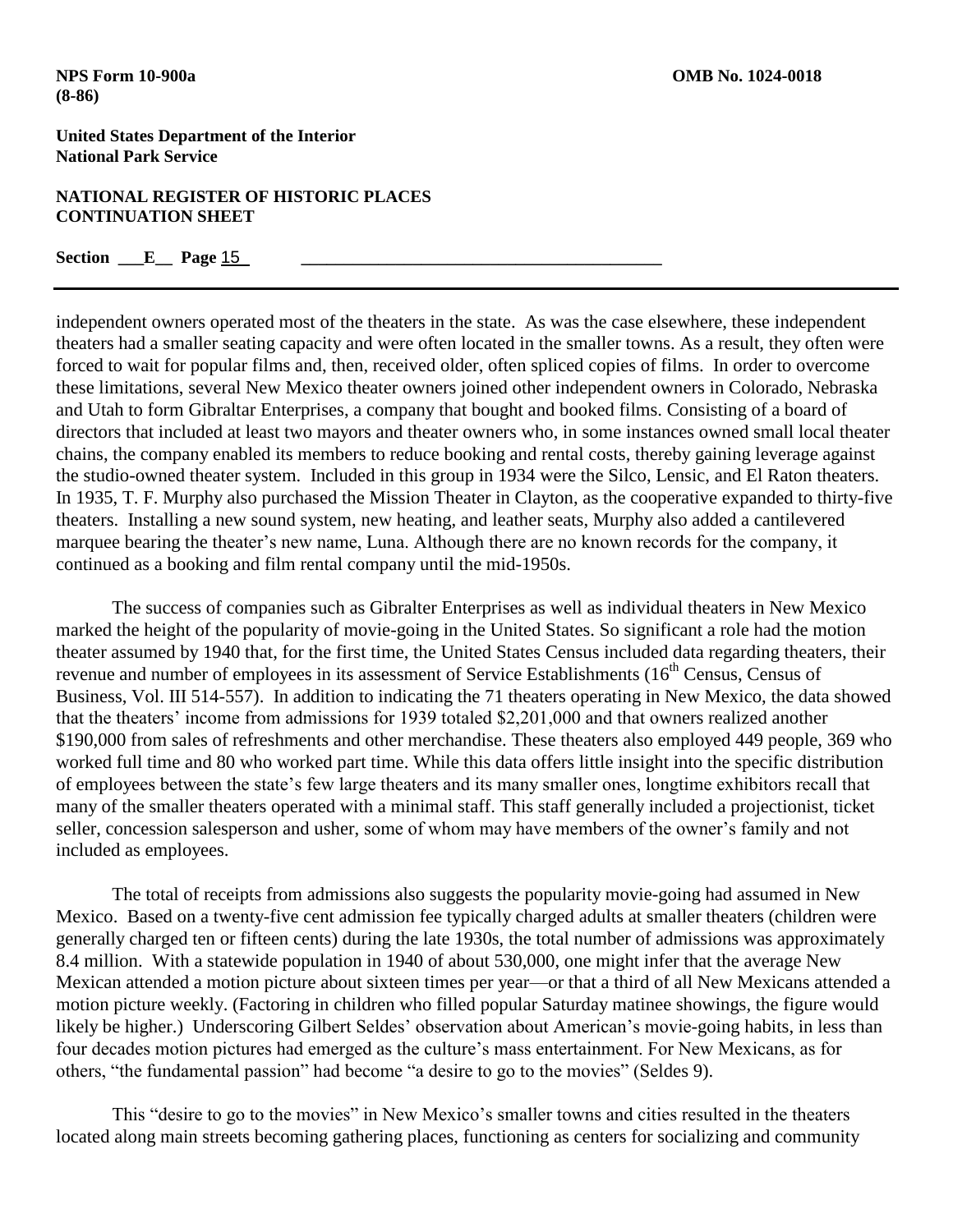independent owners operated most of the theaters in the state. As was the case elsewhere, these independent theaters had a smaller seating capacity and were often located in the smaller towns. As a result, they often were forced to wait for popular films and, then, received older, often spliced copies of films. In order to overcome these limitations, several New Mexico theater owners joined other independent owners in Colorado, Nebraska and Utah to form Gibraltar Enterprises, a company that bought and booked films. Consisting of a board of directors that included at least two mayors and theater owners who, in some instances owned small local theater chains, the company enabled its members to reduce booking and rental costs, thereby gaining leverage against the studio-owned theater system. Included in this group in 1934 were the Silco, Lensic, and El Raton theaters. In 1935, T. F. Murphy also purchased the Mission Theater in Clayton, as the cooperative expanded to thirty-five theaters. Installing a new sound system, new heating, and leather seats, Murphy also added a cantilevered marquee bearing the theater's new name, Luna. Although there are no known records for the company, it continued as a booking and film rental company until the mid-1950s.

The success of companies such as Gibralter Enterprises as well as individual theaters in New Mexico marked the height of the popularity of movie-going in the United States. So significant a role had the motion theater assumed by 1940 that, for the first time, the United States Census included data regarding theaters, their revenue and number of employees in its assessment of Service Establishments (16th Census, Census of Business, Vol. III 514-557). In addition to indicating the 71 theaters operating in New Mexico, the data showed that the theaters' income from admissions for 1939 totaled $2,201,000 and that owners realized another $190,000 from sales of refreshments and other merchandise. These theaters also employed 449 people, 369 who worked full time and 80 who worked part time. While this data offers little insight into the specific distribution of employees between the state's few large theaters and its many smaller ones, longtime exhibitors recall that many of the smaller theaters operated with a minimal staff. This staff generally included a projectionist, ticket seller, concession salesperson and usher, some of whom may have members of the owner's family and not included as employees.

The total of receipts from admissions also suggests the popularity movie-going had assumed in New Mexico. Based on a twenty-five cent admission fee typically charged adults at smaller theaters (children were generally charged ten or fifteen cents) during the late 1930s, the total number of admissions was approximately 8.4 million. With a statewide population in 1940 of about 530,000, one might infer that the average New Mexican attended a motion picture about sixteen times per year—or that a third of all New Mexicans attended a motion picture weekly. (Factoring in children who filled popular Saturday matinee showings, the figure would likely be higher.) Underscoring Gilbert Seldes' observation about American's movie-going habits, in less than four decades motion pictures had emerged as the culture's mass entertainment. For New Mexicans, as for others, "the fundamental passion" had become "a desire to go to the movies" (Seldes 9).

This "desire to go to the movies" in New Mexico's smaller towns and cities resulted in the theaters located along main streets becoming gathering places, functioning as centers for socializing and community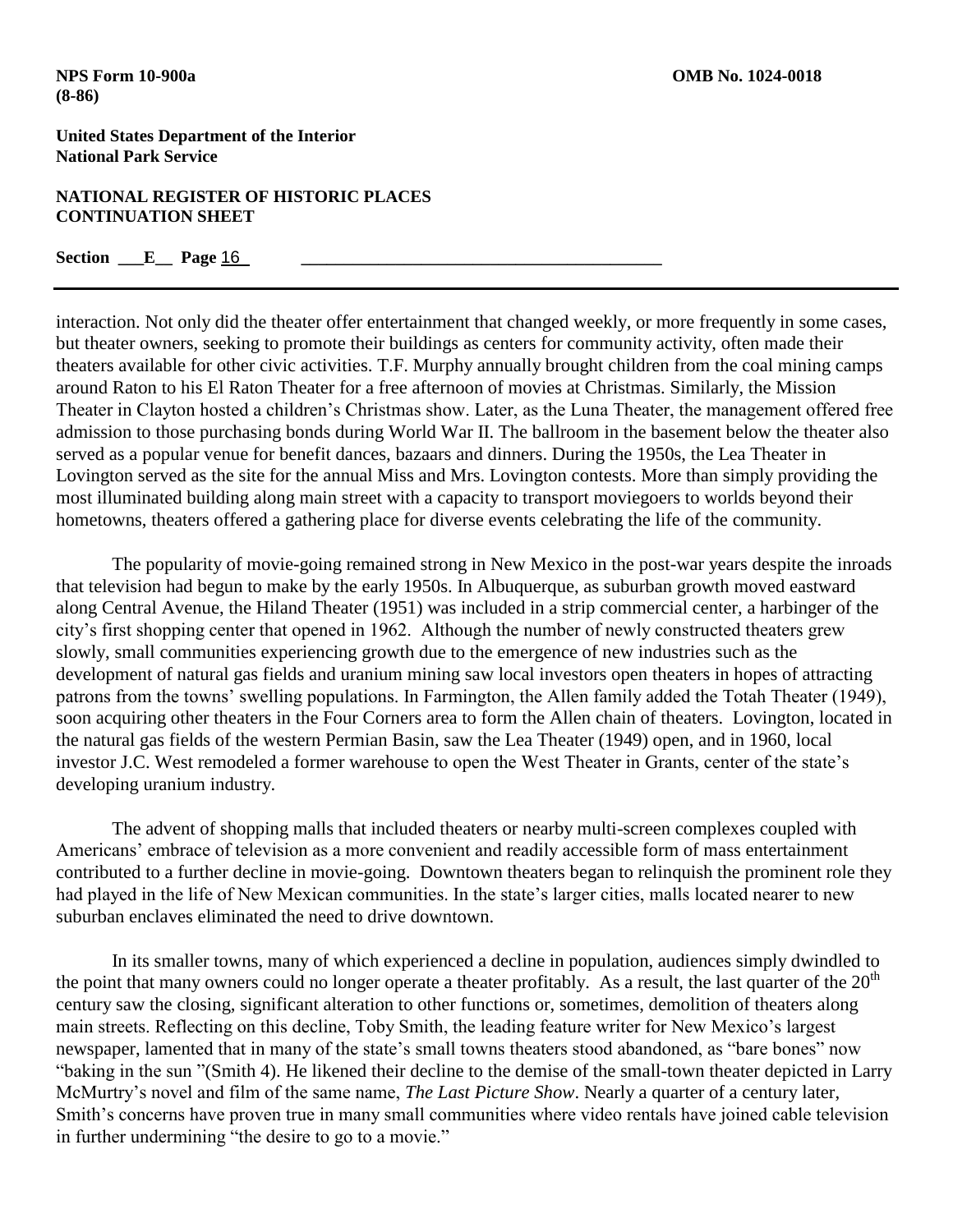interaction. Not only did the theater offer entertainment that changed weekly, or more frequently in some cases, but theater owners, seeking to promote their buildings as centers for community activity, often made their theaters available for other civic activities. T.F. Murphy annually brought children from the coal mining camps around Raton to his El Raton Theater for a free afternoon of movies at Christmas. Similarly, the Mission Theater in Clayton hosted a children's Christmas show. Later, as the Luna Theater, the management offered free admission to those purchasing bonds during World War II. The ballroom in the basement below the theater also served as a popular venue for benefit dances, bazaars and dinners. During the 1950s, the Lea Theater in Lovington served as the site for the annual Miss and Mrs. Lovington contests. More than simply providing the most illuminated building along main street with a capacity to transport moviegoers to worlds beyond their hometowns, theaters offered a gathering place for diverse events celebrating the life of the community.

The popularity of movie-going remained strong in New Mexico in the post-war years despite the inroads that television had begun to make by the early 1950s. In Albuquerque, as suburban growth moved eastward along Central Avenue, the Hiland Theater (1951) was included in a strip commercial center, a harbinger of the city's first shopping center that opened in 1962. Although the number of newly constructed theaters grew slowly, small communities experiencing growth due to the emergence of new industries such as the development of natural gas fields and uranium mining saw local investors open theaters in hopes of attracting patrons from the towns' swelling populations. In Farmington, the Allen family added the Totah Theater (1949), soon acquiring other theaters in the Four Corners area to form the Allen chain of theaters. Lovington, located in the natural gas fields of the western Permian Basin, saw the Lea Theater (1949) open, and in 1960, local investor J.C. West remodeled a former warehouse to open the West Theater in Grants, center of the state's developing uranium industry.

The advent of shopping malls that included theaters or nearby multi-screen complexes coupled with Americans' embrace of television as a more convenient and readily accessible form of mass entertainment contributed to a further decline in movie-going. Downtown theaters began to relinquish the prominent role they had played in the life of New Mexican communities. In the state's larger cities, malls located nearer to new suburban enclaves eliminated the need to drive downtown.

In its smaller towns, many of which experienced a decline in population, audiences simply dwindled to the point that many owners could no longer operate a theater profitably. As a result, the last quarter of the 20th century saw the closing, significant alteration to other functions or, sometimes, demolition of theaters along main streets. Reflecting on this decline, Toby Smith, the leading feature writer for New Mexico's largest newspaper, lamented that in many of the state's small towns theaters stood abandoned, as "bare bones" now "baking in the sun "(Smith 4). He likened their decline to the demise of the small-town theater depicted in Larry McMurtry's novel and film of the same name, *The Last Picture Show*. Nearly a quarter of a century later, Smith's concerns have proven true in many small communities where video rentals have joined cable television in further undermining "the desire to go to a movie."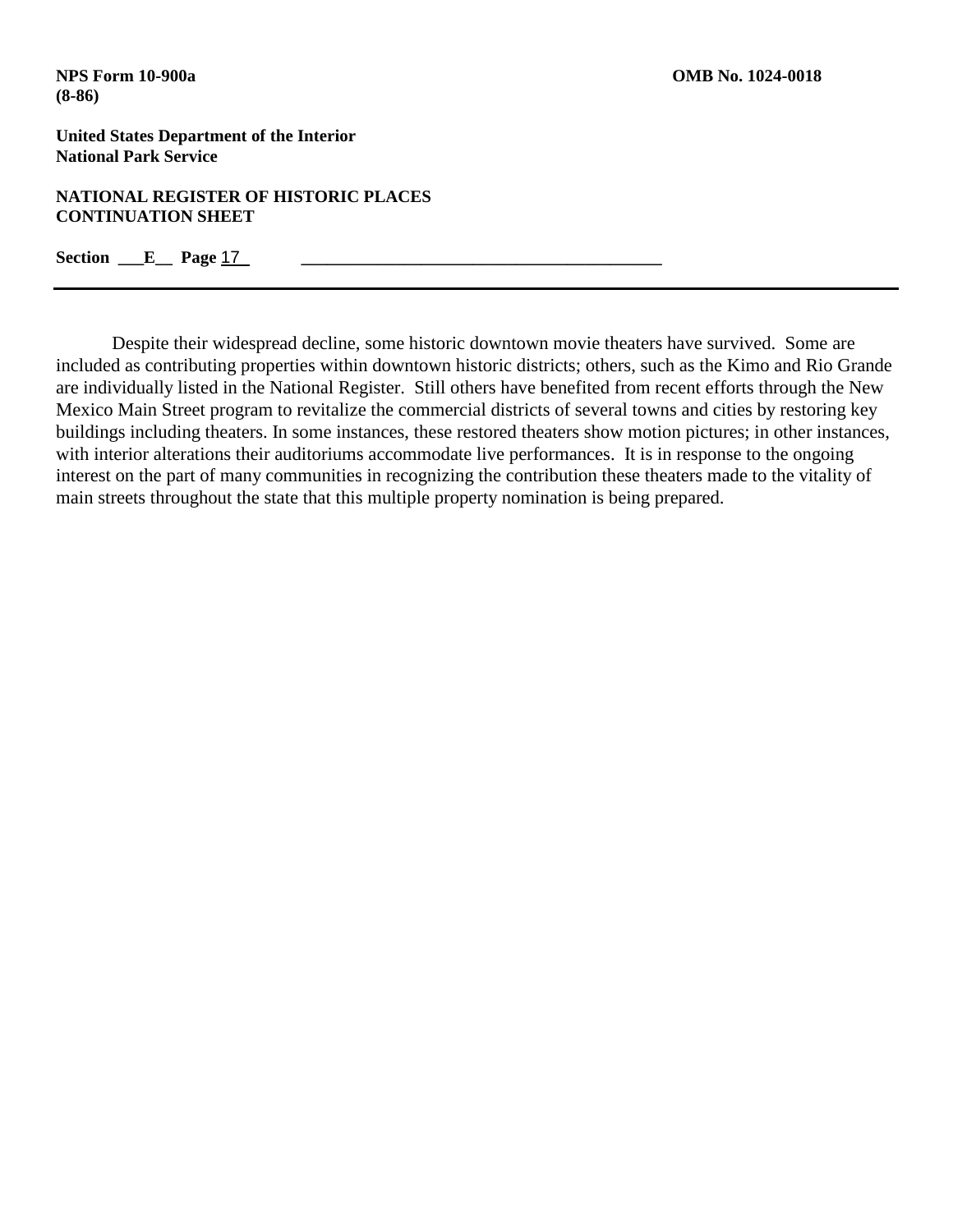Despite their widespread decline, some historic downtown movie theaters have survived. Some are included as contributing properties within downtown historic districts; others, such as the Kimo and Rio Grande are individually listed in the National Register. Still others have benefited from recent efforts through the New Mexico Main Street program to revitalize the commercial districts of several towns and cities by restoring key buildings including theaters. In some instances, these restored theaters show motion pictures; in other instances, with interior alterations their auditoriums accommodate live performances. It is in response to the ongoing interest on the part of many communities in recognizing the contribution these theaters made to the vitality of main streets throughout the state that this multiple property nomination is being prepared.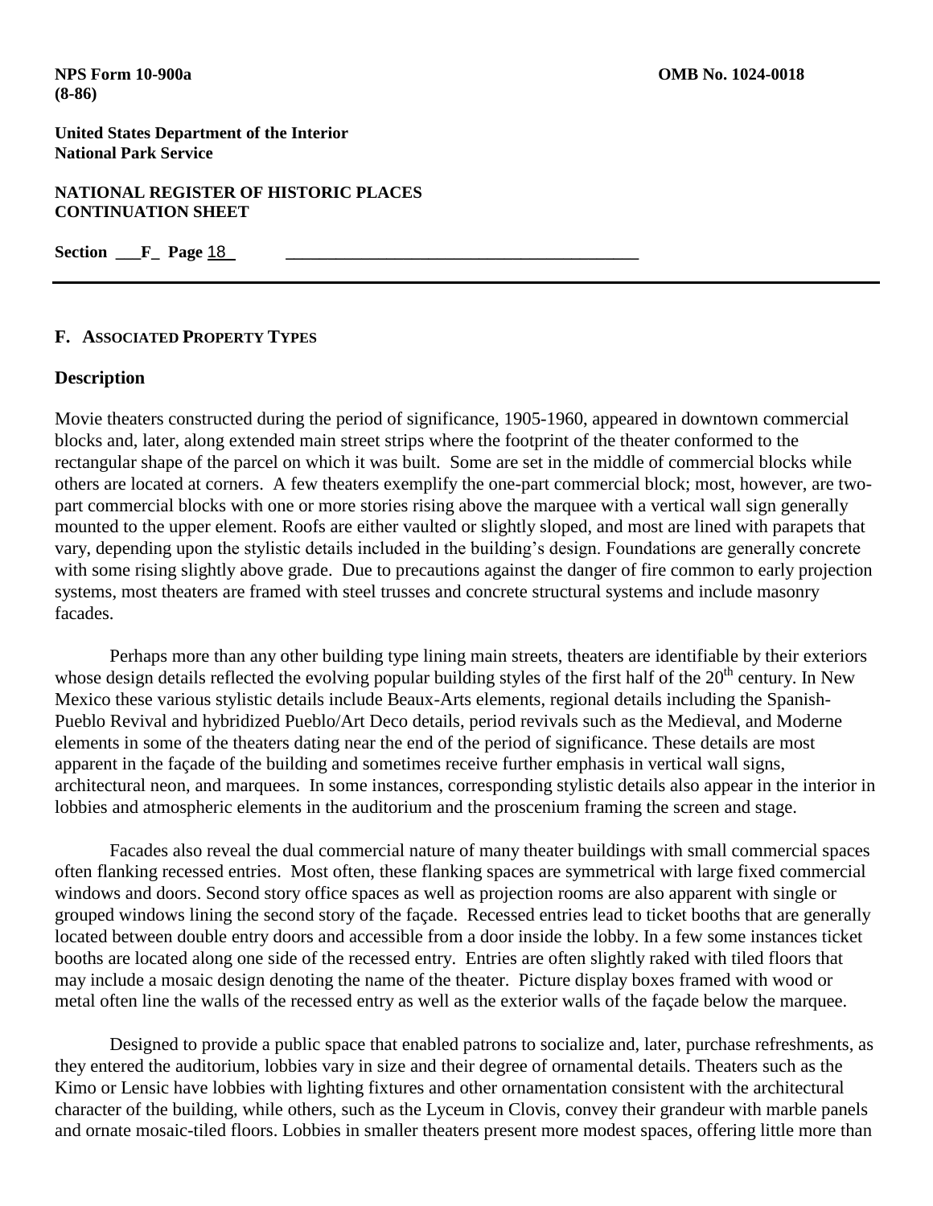## F. Associated Property Types

### Description

Movie theaters constructed during the period of significance, 1905-1960, appeared in downtown commercial blocks and, later, along extended main street strips where the footprint of the theater conformed to the rectangular shape of the parcel on which it was built. Some are set in the middle of commercial blocks while others are located at corners. A few theaters exemplify the one-part commercial block; most, however, are two-part commercial blocks with one or more stories rising above the marquee with a vertical wall sign generally mounted to the upper element. Roofs are either vaulted or slightly sloped, and most are lined with parapets that vary, depending upon the stylistic details included in the building's design. Foundations are generally concrete with some rising slightly above grade. Due to precautions against the danger of fire common to early projection systems, most theaters are framed with steel trusses and concrete structural systems and include masonry facades.

Perhaps more than any other building type lining main streets, theaters are identifiable by their exteriors whose design details reflected the evolving popular building styles of the first half of the 20th century. In New Mexico these various stylistic details include Beaux-Arts elements, regional details including the Spanish-Pueblo Revival and hybridized Pueblo/Art Deco details, period revivals such as the Medieval, and Moderne elements in some of the theaters dating near the end of the period of significance. These details are most apparent in the façade of the building and sometimes receive further emphasis in vertical wall signs, architectural neon, and marquees. In some instances, corresponding stylistic details also appear in the interior in lobbies and atmospheric elements in the auditorium and the proscenium framing the screen and stage.

Facades also reveal the dual commercial nature of many theater buildings with small commercial spaces often flanking recessed entries. Most often, these flanking spaces are symmetrical with large fixed commercial windows and doors. Second story office spaces as well as projection rooms are also apparent with single or grouped windows lining the second story of the façade. Recessed entries lead to ticket booths that are generally located between double entry doors and accessible from a door inside the lobby. In a few some instances ticket booths are located along one side of the recessed entry. Entries are often slightly raked with tiled floors that may include a mosaic design denoting the name of the theater. Picture display boxes framed with wood or metal often line the walls of the recessed entry as well as the exterior walls of the façade below the marquee.

Designed to provide a public space that enabled patrons to socialize and, later, purchase refreshments, as they entered the auditorium, lobbies vary in size and their degree of ornamental details. Theaters such as the Kimo or Lensic have lobbies with lighting fixtures and other ornamentation consistent with the architectural character of the building, while others, such as the Lyceum in Clovis, convey their grandeur with marble panels and ornate mosaic-tiled floors. Lobbies in smaller theaters present more modest spaces, offering little more than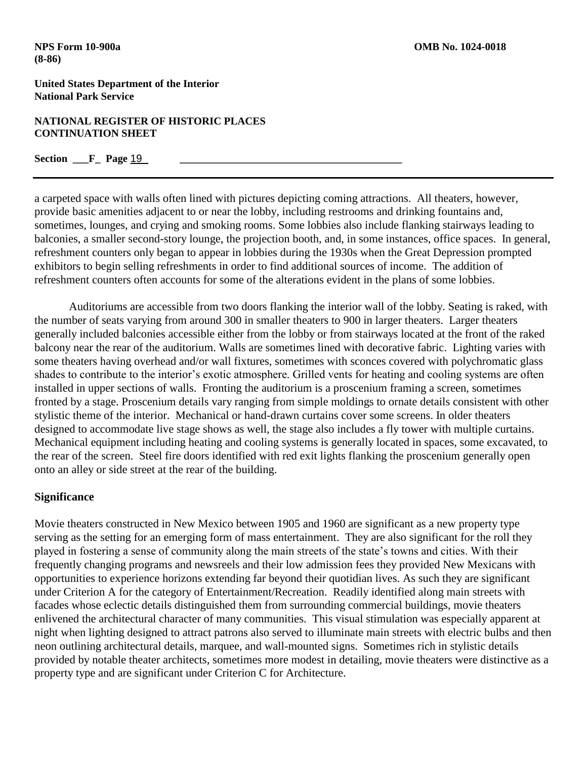a carpeted space with walls often lined with pictures depicting coming attractions. All theaters, however, provide basic amenities adjacent to or near the lobby, including restrooms and drinking fountains and, sometimes, lounges, and crying and smoking rooms. Some lobbies also include flanking stairways leading to balconies, a smaller second-story lounge, the projection booth, and, in some instances, office spaces. In general, refreshment counters only began to appear in lobbies during the 1930s when the Great Depression prompted exhibitors to begin selling refreshments in order to find additional sources of income. The addition of refreshment counters often accounts for some of the alterations evident in the plans of some lobbies.

Auditoriums are accessible from two doors flanking the interior wall of the lobby. Seating is raked, with the number of seats varying from around 300 in smaller theaters to 900 in larger theaters. Larger theaters generally included balconies accessible either from the lobby or from stairways located at the front of the raked balcony near the rear of the auditorium. Walls are sometimes lined with decorative fabric. Lighting varies with some theaters having overhead and/or wall fixtures, sometimes with sconces covered with polychromatic glass shades to contribute to the interior's exotic atmosphere. Grilled vents for heating and cooling systems are often installed in upper sections of walls. Fronting the auditorium is a proscenium framing a screen, sometimes fronted by a stage. Proscenium details vary ranging from simple moldings to ornate details consistent with other stylistic theme of the interior. Mechanical or hand-drawn curtains cover some screens. In older theaters designed to accommodate live stage shows as well, the stage also includes a fly tower with multiple curtains. Mechanical equipment including heating and cooling systems is generally located in spaces, some excavated, to the rear of the screen. Steel fire doors identified with red exit lights flanking the proscenium generally open onto an alley or side street at the rear of the building.

**Significance**

Movie theaters constructed in New Mexico between 1905 and 1960 are significant as a new property type serving as the setting for an emerging form of mass entertainment. They are also significant for the roll they played in fostering a sense of community along the main streets of the state's towns and cities. With their frequently changing programs and newsreels and their low admission fees they provided New Mexicans with opportunities to experience horizons extending far beyond their quotidian lives. As such they are significant under Criterion A for the category of Entertainment/Recreation. Readily identified along main streets with facades whose eclectic details distinguished them from surrounding commercial buildings, movie theaters enlivened the architectural character of many communities. This visual stimulation was especially apparent at night when lighting designed to attract patrons also served to illuminate main streets with electric bulbs and then neon outlining architectural details, marquee, and wall-mounted signs. Sometimes rich in stylistic details provided by notable theater architects, sometimes more modest in detailing, movie theaters were distinctive as a property type and are significant under Criterion C for Architecture.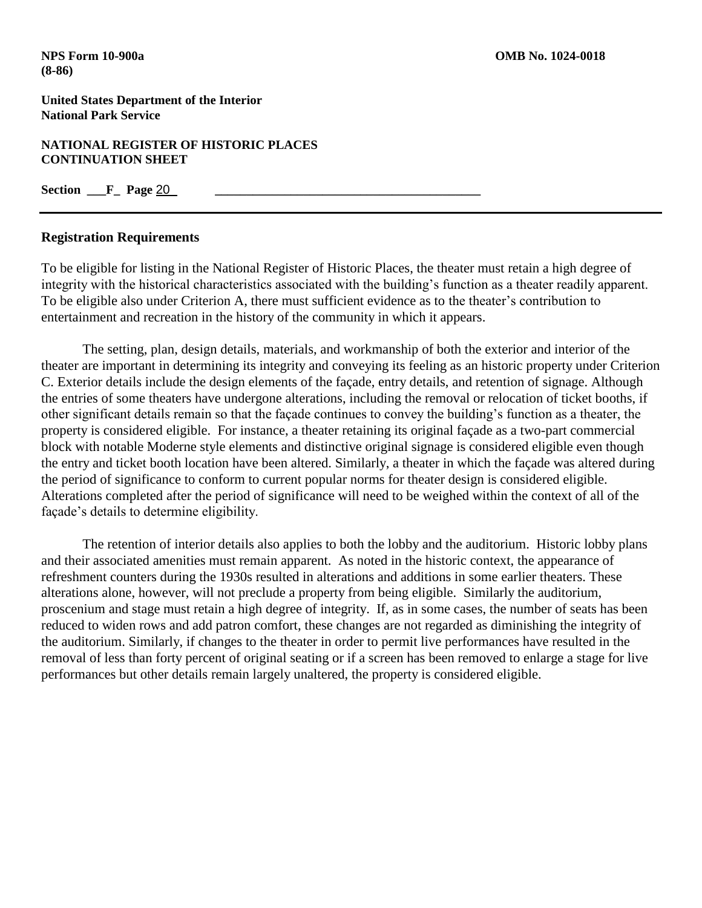## Registration Requirements

To be eligible for listing in the National Register of Historic Places, the theater must retain a high degree of integrity with the historical characteristics associated with the building's function as a theater readily apparent. To be eligible also under Criterion A, there must sufficient evidence as to the theater's contribution to entertainment and recreation in the history of the community in which it appears.

The setting, plan, design details, materials, and workmanship of both the exterior and interior of the theater are important in determining its integrity and conveying its feeling as an historic property under Criterion C. Exterior details include the design elements of the façade, entry details, and retention of signage. Although the entries of some theaters have undergone alterations, including the removal or relocation of ticket booths, if other significant details remain so that the façade continues to convey the building's function as a theater, the property is considered eligible. For instance, a theater retaining its original façade as a two-part commercial block with notable Moderne style elements and distinctive original signage is considered eligible even though the entry and ticket booth location have been altered. Similarly, a theater in which the façade was altered during the period of significance to conform to current popular norms for theater design is considered eligible. Alterations completed after the period of significance will need to be weighed within the context of all of the façade's details to determine eligibility.

The retention of interior details also applies to both the lobby and the auditorium. Historic lobby plans and their associated amenities must remain apparent. As noted in the historic context, the appearance of refreshment counters during the 1930s resulted in alterations and additions in some earlier theaters. These alterations alone, however, will not preclude a property from being eligible. Similarly the auditorium, proscenium and stage must retain a high degree of integrity. If, as in some cases, the number of seats has been reduced to widen rows and add patron comfort, these changes are not regarded as diminishing the integrity of the auditorium. Similarly, if changes to the theater in order to permit live performances have resulted in the removal of less than forty percent of original seating or if a screen has been removed to enlarge a stage for live performances but other details remain largely unaltered, the property is considered eligible.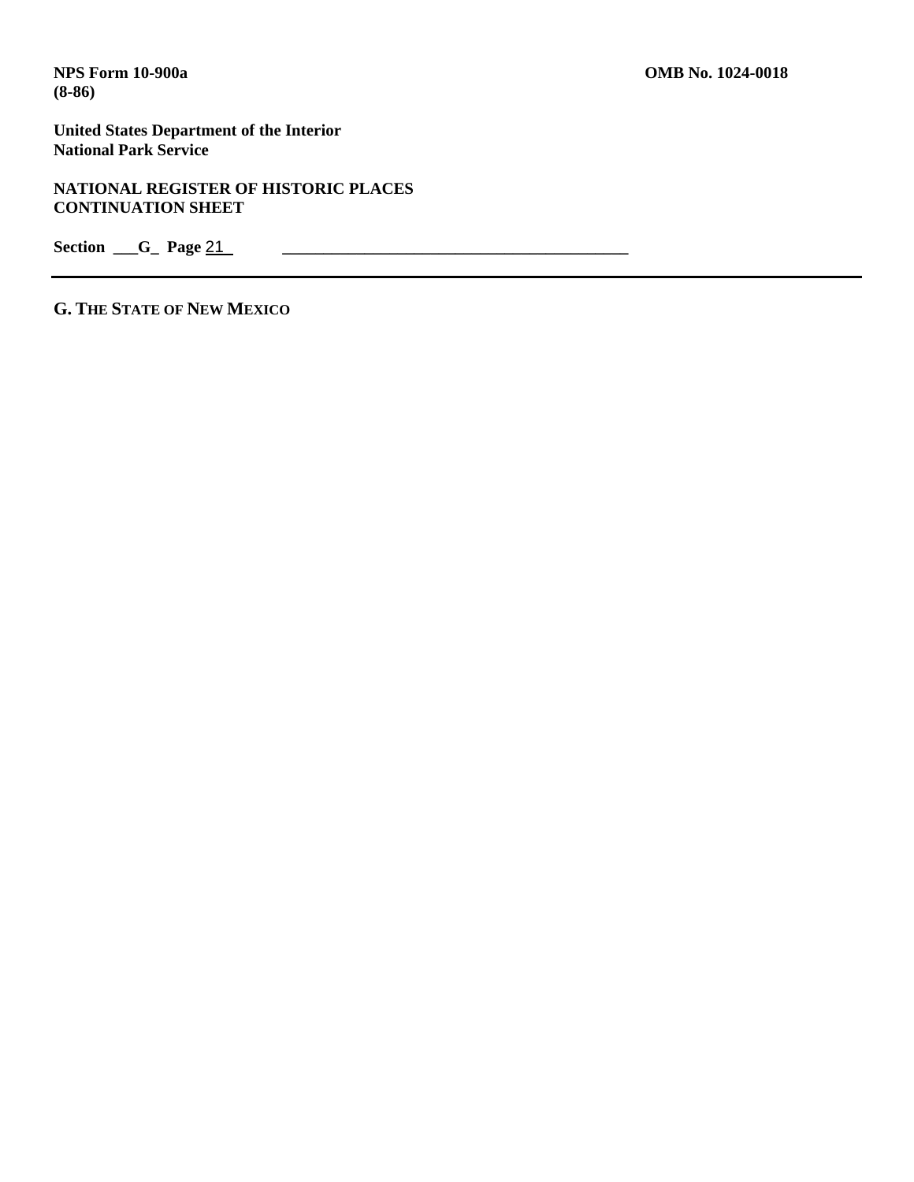**G. THE STATE OF NEW MEXICO**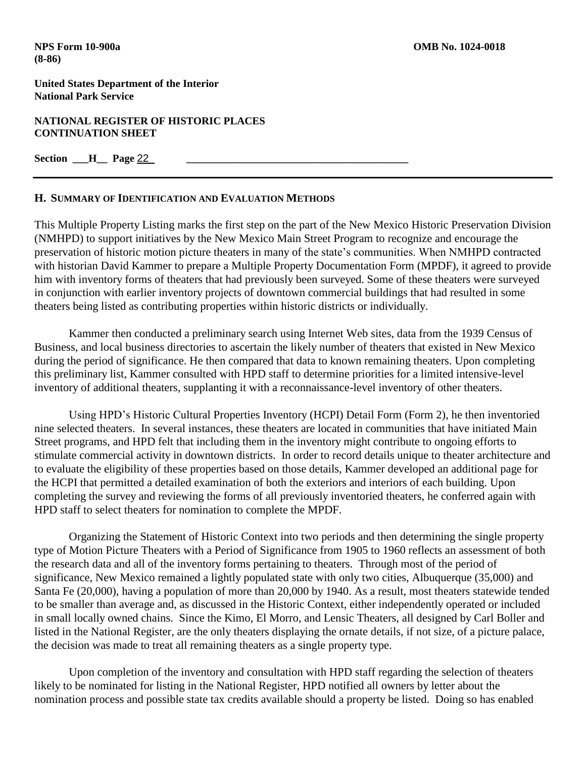## H. Summary of Identification and Evaluation Methods

This Multiple Property Listing marks the first step on the part of the New Mexico Historic Preservation Division (NMHPD) to support initiatives by the New Mexico Main Street Program to recognize and encourage the preservation of historic motion picture theaters in many of the state's communities. When NMHPD contracted with historian David Kammer to prepare a Multiple Property Documentation Form (MPDF), it agreed to provide him with inventory forms of theaters that had previously been surveyed. Some of these theaters were surveyed in conjunction with earlier inventory projects of downtown commercial buildings that had resulted in some theaters being listed as contributing properties within historic districts or individually.

Kammer then conducted a preliminary search using Internet Web sites, data from the 1939 Census of Business, and local business directories to ascertain the likely number of theaters that existed in New Mexico during the period of significance. He then compared that data to known remaining theaters. Upon completing this preliminary list, Kammer consulted with HPD staff to determine priorities for a limited intensive-level inventory of additional theaters, supplanting it with a reconnaissance-level inventory of other theaters.

Using HPD's Historic Cultural Properties Inventory (HCPI) Detail Form (Form 2), he then inventoried nine selected theaters. In several instances, these theaters are located in communities that have initiated Main Street programs, and HPD felt that including them in the inventory might contribute to ongoing efforts to stimulate commercial activity in downtown districts. In order to record details unique to theater architecture and to evaluate the eligibility of these properties based on those details, Kammer developed an additional page for the HCPI that permitted a detailed examination of both the exteriors and interiors of each building. Upon completing the survey and reviewing the forms of all previously inventoried theaters, he conferred again with HPD staff to select theaters for nomination to complete the MPDF.

Organizing the Statement of Historic Context into two periods and then determining the single property type of Motion Picture Theaters with a Period of Significance from 1905 to 1960 reflects an assessment of both the research data and all of the inventory forms pertaining to theaters. Through most of the period of significance, New Mexico remained a lightly populated state with only two cities, Albuquerque (35,000) and Santa Fe (20,000), having a population of more than 20,000 by 1940. As a result, most theaters statewide tended to be smaller than average and, as discussed in the Historic Context, either independently operated or included in small locally owned chains. Since the Kimo, El Morro, and Lensic Theaters, all designed by Carl Boller and listed in the National Register, are the only theaters displaying the ornate details, if not size, of a picture palace, the decision was made to treat all remaining theaters as a single property type.

Upon completion of the inventory and consultation with HPD staff regarding the selection of theaters likely to be nominated for listing in the National Register, HPD notified all owners by letter about the nomination process and possible state tax credits available should a property be listed. Doing so has enabled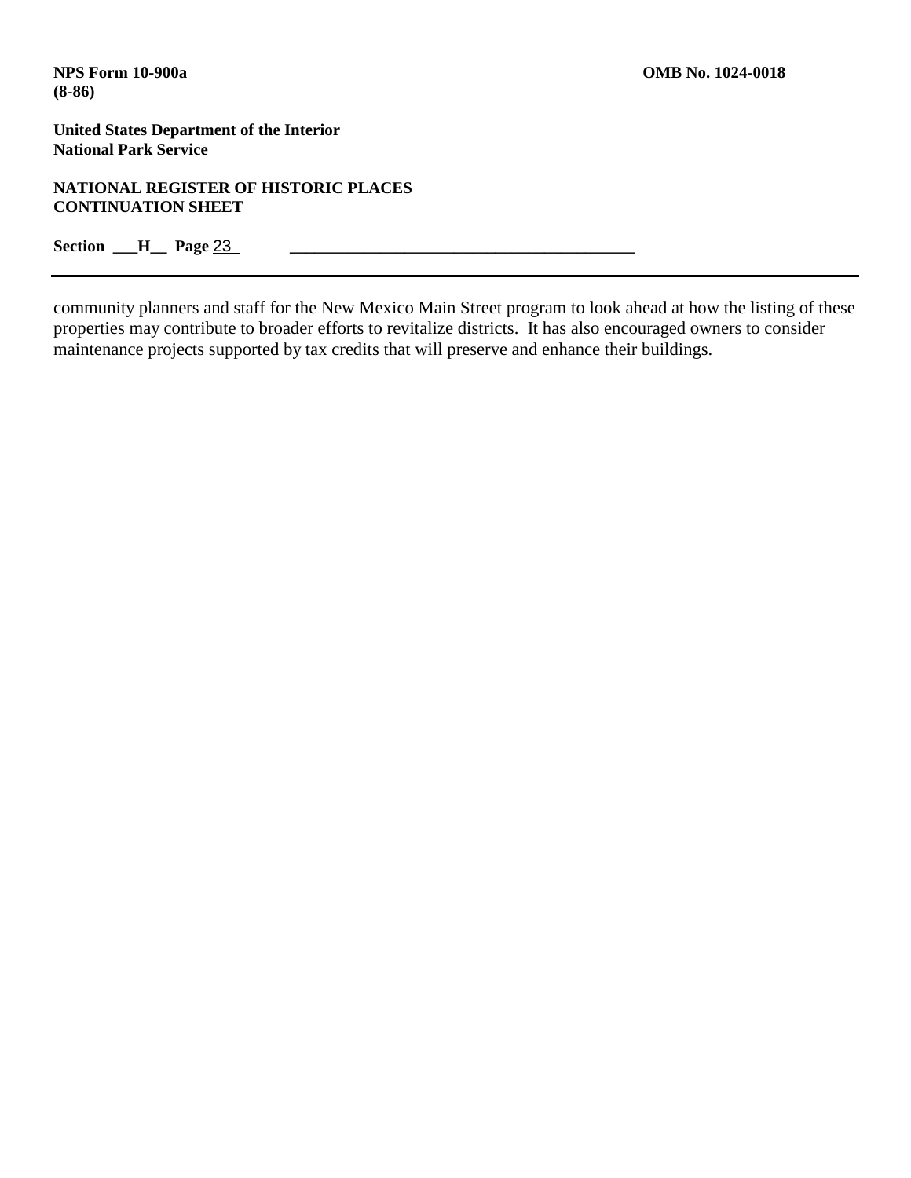community planners and staff for the New Mexico Main Street program to look ahead at how the listing of these properties may contribute to broader efforts to revitalize districts. It has also encouraged owners to consider maintenance projects supported by tax credits that will preserve and enhance their buildings.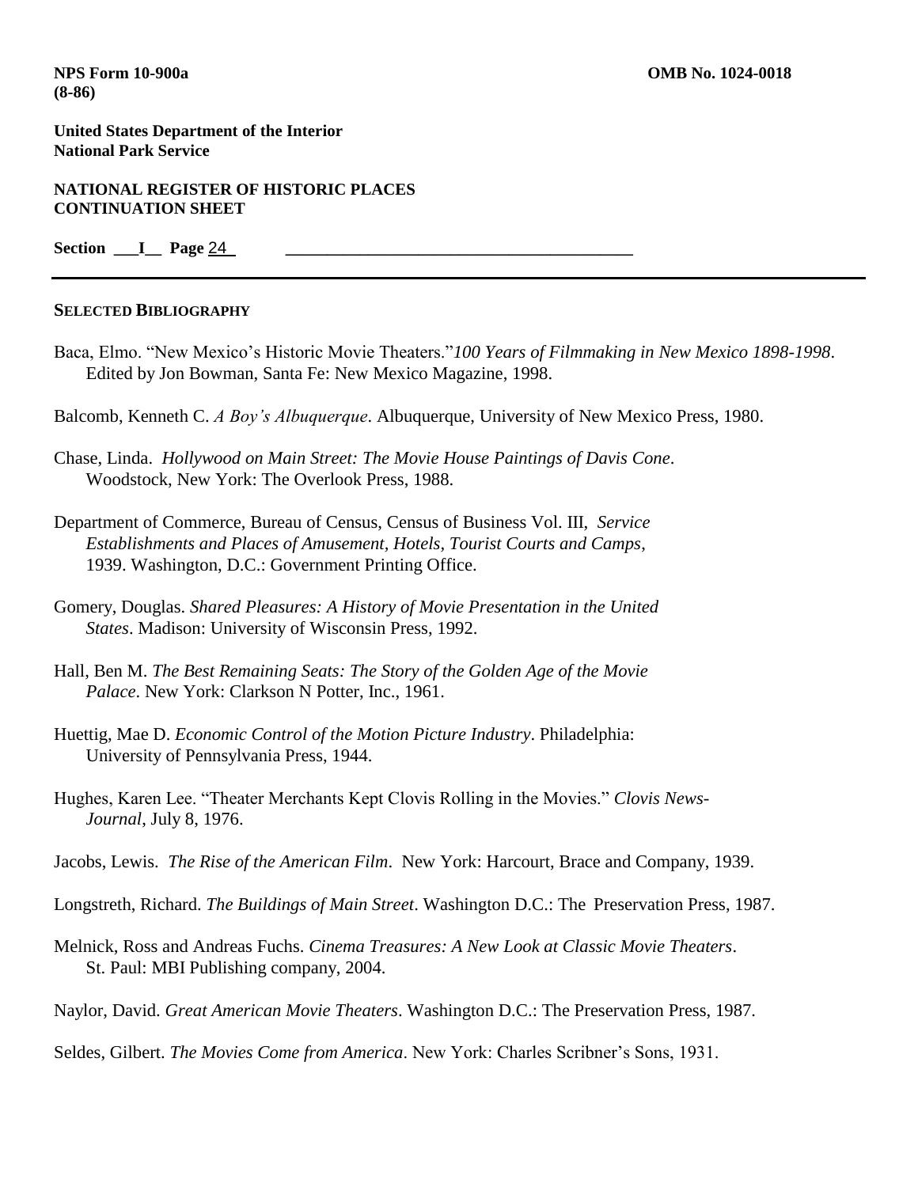NPS Form 10-900a
(8-86)

OMB No. 1024-0018

United States Department of the Interior
National Park Service

NATIONAL REGISTER OF HISTORIC PLACES
CONTINUATION SHEET

Section ___I__ Page 24

## SELECTED BIBLIOGRAPHY

Baca, Elmo. "New Mexico's Historic Movie Theaters."*100 Years of Filmmaking in New Mexico 1898-1998*. Edited by Jon Bowman, Santa Fe: New Mexico Magazine, 1998.

Balcomb, Kenneth C. *A Boy's Albuquerque*. Albuquerque, University of New Mexico Press, 1980.

Chase, Linda. *Hollywood on Main Street: The Movie House Paintings of Davis Cone*. Woodstock, New York: The Overlook Press, 1988.

Department of Commerce, Bureau of Census, Census of Business Vol. III, *Service Establishments and Places of Amusement, Hotels, Tourist Courts and Camps*, 1939. Washington, D.C.: Government Printing Office.

Gomery, Douglas. *Shared Pleasures: A History of Movie Presentation in the United States*. Madison: University of Wisconsin Press, 1992.

Hall, Ben M. *The Best Remaining Seats: The Story of the Golden Age of the Movie Palace*. New York: Clarkson N Potter, Inc., 1961.

Huettig, Mae D. *Economic Control of the Motion Picture Industry*. Philadelphia: University of Pennsylvania Press, 1944.

Hughes, Karen Lee. "Theater Merchants Kept Clovis Rolling in the Movies." *Clovis News-Journal*, July 8, 1976.

Jacobs, Lewis. *The Rise of the American Film*. New York: Harcourt, Brace and Company, 1939.

Longstreth, Richard. *The Buildings of Main Street*. Washington D.C.: The Preservation Press, 1987.

Melnick, Ross and Andreas Fuchs. *Cinema Treasures: A New Look at Classic Movie Theaters*. St. Paul: MBI Publishing company, 2004.

Naylor, David. *Great American Movie Theaters*. Washington D.C.: The Preservation Press, 1987.

Seldes, Gilbert. *The Movies Come from America*. New York: Charles Scribner's Sons, 1931.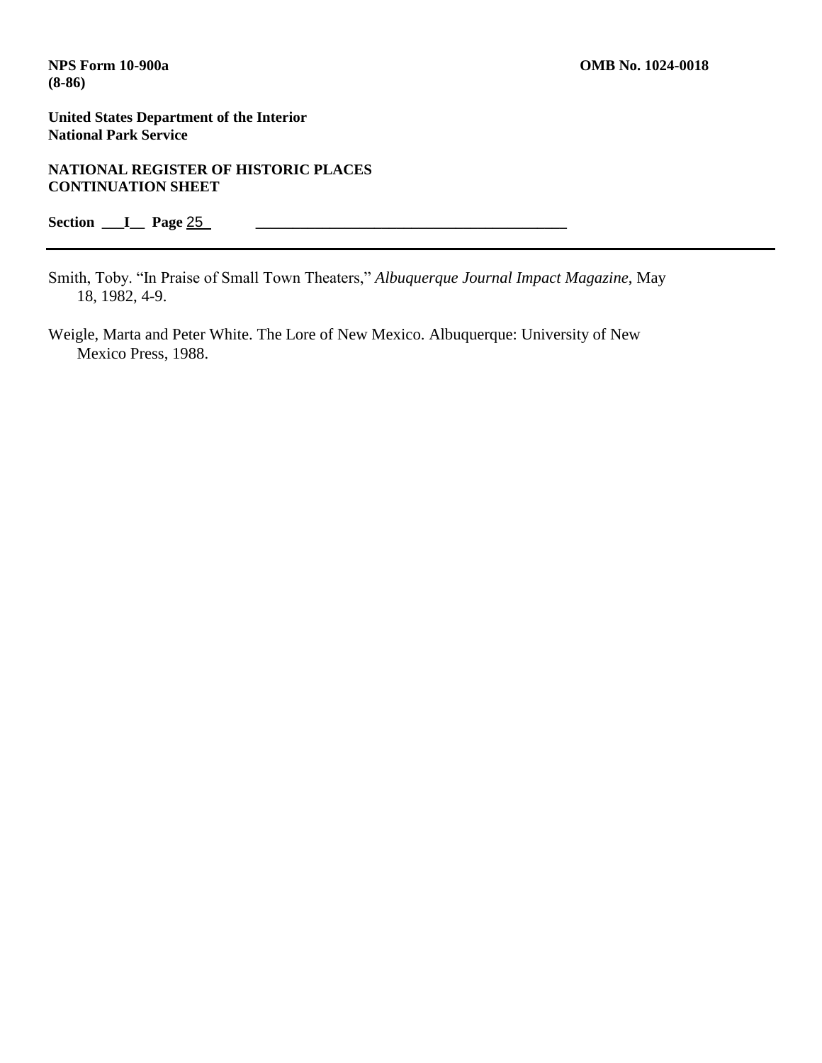Smith, Toby. “In Praise of Small Town Theaters,” *Albuquerque Journal Impact Magazine*, May 18, 1982, 4-9.

Weigle, Marta and Peter White. The Lore of New Mexico. Albuquerque: University of New Mexico Press, 1988.